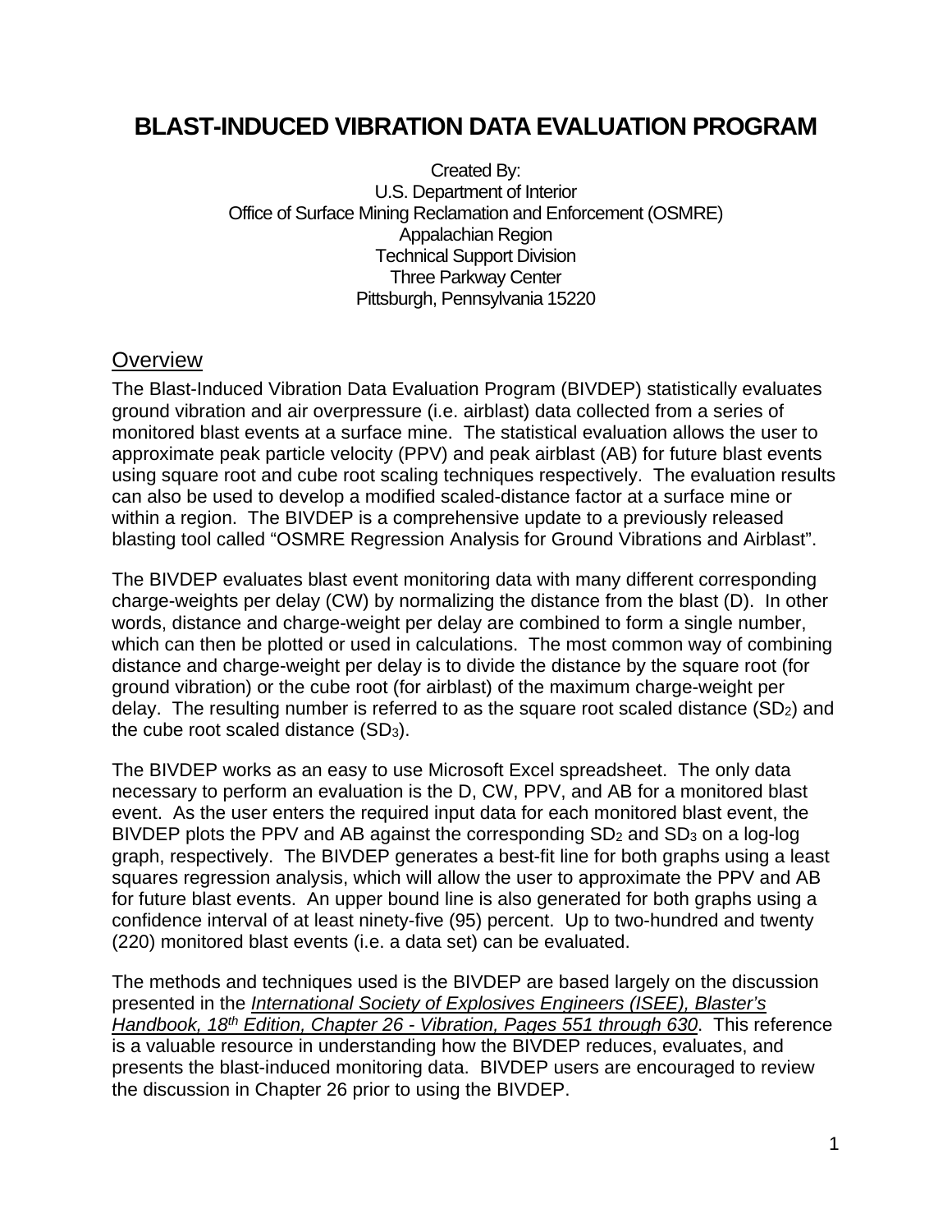# BLAST-INDUCED VIBRATION DATA EVALUATION PROGRAM

Created By:
U.S. Department of Interior
Office of Surface Mining Reclamation and Enforcement (OSMRE)
Appalachian Region
Technical Support Division
Three Parkway Center
Pittsburgh, Pennsylvania 15220

## Overview

The Blast-Induced Vibration Data Evaluation Program (BIVDEP) statistically evaluates ground vibration and air overpressure (i.e. airblast) data collected from a series of monitored blast events at a surface mine. The statistical evaluation allows the user to approximate peak particle velocity (PPV) and peak airblast (AB) for future blast events using square root and cube root scaling techniques respectively. The evaluation results can also be used to develop a modified scaled-distance factor at a surface mine or within a region. The BIVDEP is a comprehensive update to a previously released blasting tool called "OSMRE Regression Analysis for Ground Vibrations and Airblast".

The BIVDEP evaluates blast event monitoring data with many different corresponding charge-weights per delay (CW) by normalizing the distance from the blast (D). In other words, distance and charge-weight per delay are combined to form a single number, which can then be plotted or used in calculations. The most common way of combining distance and charge-weight per delay is to divide the distance by the square root (for ground vibration) or the cube root (for airblast) of the maximum charge-weight per delay. The resulting number is referred to as the square root scaled distance ($SD_2$) and the cube root scaled distance ($SD_3$).

The BIVDEP works as an easy to use Microsoft Excel spreadsheet. The only data necessary to perform an evaluation is the D, CW, PPV, and AB for a monitored blast event. As the user enters the required input data for each monitored blast event, the BIVDEP plots the PPV and AB against the corresponding $SD_2$ and $SD_3$ on a log-log graph, respectively. The BIVDEP generates a best-fit line for both graphs using a least squares regression analysis, which will allow the user to approximate the PPV and AB for future blast events. An upper bound line is also generated for both graphs using a confidence interval of at least ninety-five (95) percent. Up to two-hundred and twenty (220) monitored blast events (i.e. a data set) can be evaluated.

The methods and techniques used is the BIVDEP are based largely on the discussion presented in the *International Society of Explosives Engineers (ISEE), Blaster's Handbook, 18th Edition, Chapter 26 - Vibration, Pages 551 through 630*. This reference is a valuable resource in understanding how the BIVDEP reduces, evaluates, and presents the blast-induced monitoring data. BIVDEP users are encouraged to review the discussion in Chapter 26 prior to using the BIVDEP.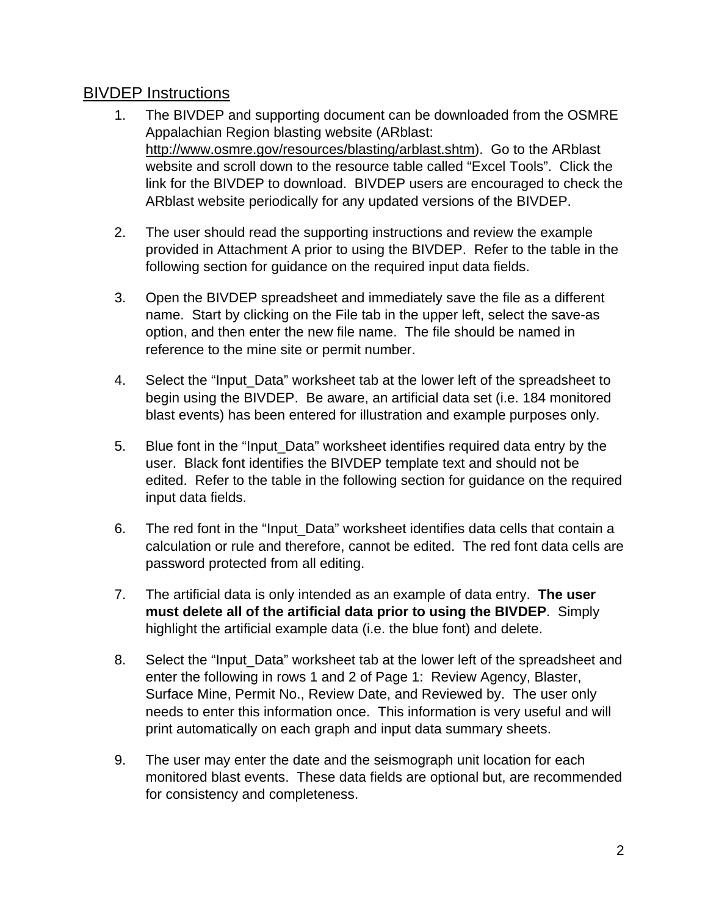## BIVDEP Instructions

1. The BIVDEP and supporting document can be downloaded from the OSMRE Appalachian Region blasting website (ARblast: http://www.osmre.gov/resources/blasting/arblast.shtm). Go to the ARblast website and scroll down to the resource table called "Excel Tools". Click the link for the BIVDEP to download. BIVDEP users are encouraged to check the ARblast website periodically for any updated versions of the BIVDEP.

2. The user should read the supporting instructions and review the example provided in Attachment A prior to using the BIVDEP. Refer to the table in the following section for guidance on the required input data fields.

3. Open the BIVDEP spreadsheet and immediately save the file as a different name. Start by clicking on the File tab in the upper left, select the save-as option, and then enter the new file name. The file should be named in reference to the mine site or permit number.

4. Select the "Input_Data" worksheet tab at the lower left of the spreadsheet to begin using the BIVDEP. Be aware, an artificial data set (i.e. 184 monitored blast events) has been entered for illustration and example purposes only.

5. Blue font in the "Input_Data" worksheet identifies required data entry by the user. Black font identifies the BIVDEP template text and should not be edited. Refer to the table in the following section for guidance on the required input data fields.

6. The red font in the "Input_Data" worksheet identifies data cells that contain a calculation or rule and therefore, cannot be edited. The red font data cells are password protected from all editing.

7. The artificial data is only intended as an example of data entry. **The user must delete all of the artificial data prior to using the BIVDEP**. Simply highlight the artificial example data (i.e. the blue font) and delete.

8. Select the "Input_Data" worksheet tab at the lower left of the spreadsheet and enter the following in rows 1 and 2 of Page 1: Review Agency, Blaster, Surface Mine, Permit No., Review Date, and Reviewed by. The user only needs to enter this information once. This information is very useful and will print automatically on each graph and input data summary sheets.

9. The user may enter the date and the seismograph unit location for each monitored blast events. These data fields are optional but, are recommended for consistency and completeness.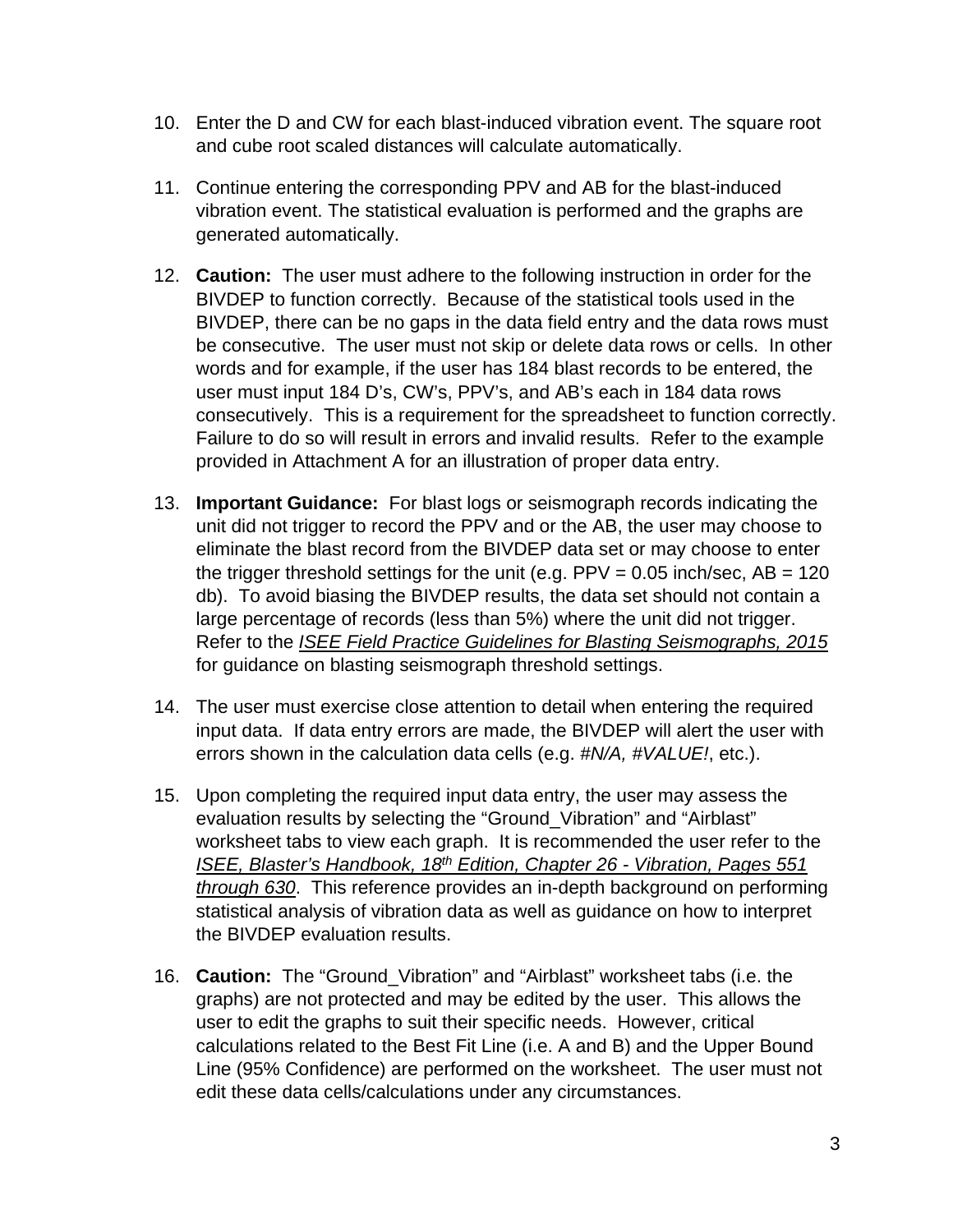10. Enter the D and CW for each blast-induced vibration event. The square root and cube root scaled distances will calculate automatically.

11. Continue entering the corresponding PPV and AB for the blast-induced vibration event. The statistical evaluation is performed and the graphs are generated automatically.

12. **Caution:** The user must adhere to the following instruction in order for the BIVDEP to function correctly. Because of the statistical tools used in the BIVDEP, there can be no gaps in the data field entry and the data rows must be consecutive. The user must not skip or delete data rows or cells. In other words and for example, if the user has 184 blast records to be entered, the user must input 184 D's, CW's, PPV's, and AB's each in 184 data rows consecutively. This is a requirement for the spreadsheet to function correctly. Failure to do so will result in errors and invalid results. Refer to the example provided in Attachment A for an illustration of proper data entry.

13. **Important Guidance:** For blast logs or seismograph records indicating the unit did not trigger to record the PPV and or the AB, the user may choose to eliminate the blast record from the BIVDEP data set or may choose to enter the trigger threshold settings for the unit (e.g. PPV = 0.05 inch/sec, AB = 120 db). To avoid biasing the BIVDEP results, the data set should not contain a large percentage of records (less than 5%) where the unit did not trigger. Refer to the ***ISEE Field Practice Guidelines for Blasting Seismographs, 2015*** for guidance on blasting seismograph threshold settings.

14. The user must exercise close attention to detail when entering the required input data. If data entry errors are made, the BIVDEP will alert the user with errors shown in the calculation data cells (e.g. *#N/A, #VALUE!*, etc.).

15. Upon completing the required input data entry, the user may assess the evaluation results by selecting the "Ground_Vibration" and "Airblast" worksheet tabs to view each graph. It is recommended the user refer to the *ISEE, Blaster's Handbook, 18th Edition, Chapter 26 - Vibration, Pages 551 through 630*. This reference provides an in-depth background on performing statistical analysis of vibration data as well as guidance on how to interpret the BIVDEP evaluation results.

16. **Caution:** The "Ground_Vibration" and "Airblast" worksheet tabs (i.e. the graphs) are not protected and may be edited by the user. This allows the user to edit the graphs to suit their specific needs. However, critical calculations related to the Best Fit Line (i.e. A and B) and the Upper Bound Line (95% Confidence) are performed on the worksheet. The user must not edit these data cells/calculations under any circumstances.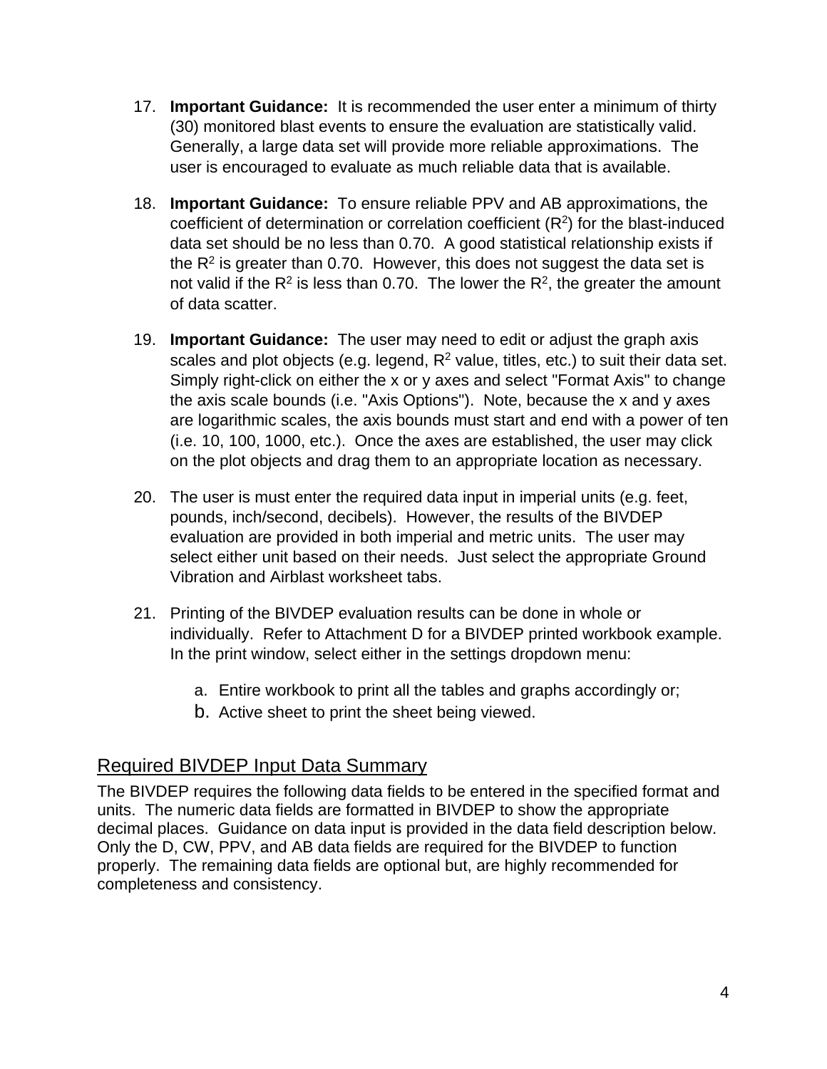17. **Important Guidance:** It is recommended the user enter a minimum of thirty (30) monitored blast events to ensure the evaluation are statistically valid. Generally, a large data set will provide more reliable approximations. The user is encouraged to evaluate as much reliable data that is available.

18. **Important Guidance:** To ensure reliable PPV and AB approximations, the coefficient of determination or correlation coefficient ($R^2$) for the blast-induced data set should be no less than 0.70. A good statistical relationship exists if the $R^2$ is greater than 0.70. However, this does not suggest the data set is not valid if the $R^2$ is less than 0.70. The lower the $R^2$, the greater the amount of data scatter.

19. **Important Guidance:** The user may need to edit or adjust the graph axis scales and plot objects (e.g. legend, $R^2$ value, titles, etc.) to suit their data set. Simply right-click on either the x or y axes and select "Format Axis" to change the axis scale bounds (i.e. "Axis Options"). Note, because the x and y axes are logarithmic scales, the axis bounds must start and end with a power of ten (i.e. 10, 100, 1000, etc.). Once the axes are established, the user may click on the plot objects and drag them to an appropriate location as necessary.

20. The user is must enter the required data input in imperial units (e.g. feet, pounds, inch/second, decibels). However, the results of the BIVDEP evaluation are provided in both imperial and metric units. The user may select either unit based on their needs. Just select the appropriate Ground Vibration and Airblast worksheet tabs.

21. Printing of the BIVDEP evaluation results can be done in whole or individually. Refer to Attachment D for a BIVDEP printed workbook example. In the print window, select either in the settings dropdown menu:

    a. Entire workbook to print all the tables and graphs accordingly or;
    b. Active sheet to print the sheet being viewed.

## Required BIVDEP Input Data Summary

The BIVDEP requires the following data fields to be entered in the specified format and units. The numeric data fields are formatted in BIVDEP to show the appropriate decimal places. Guidance on data input is provided in the data field description below. Only the D, CW, PPV, and AB data fields are required for the BIVDEP to function properly. The remaining data fields are optional but, are highly recommended for completeness and consistency.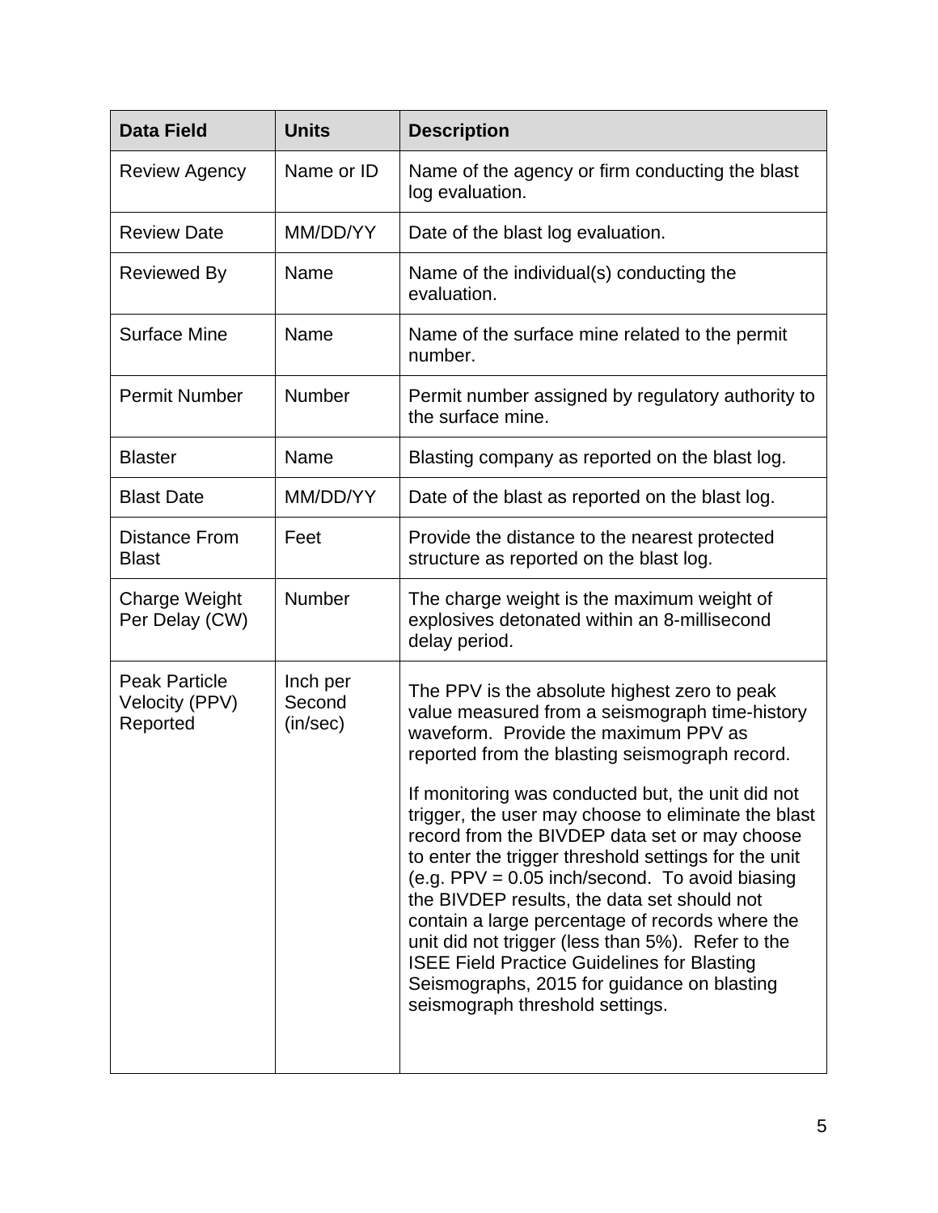| Data Field | Units | Description |
| --- | --- | --- |
| Review Agency | Name or ID | Name of the agency or firm conducting the blast log evaluation. |
| Review Date | MM/DD/YY | Date of the blast log evaluation. |
| Reviewed By | Name | Name of the individual(s) conducting the evaluation. |
| Surface Mine | Name | Name of the surface mine related to the permit number. |
| Permit Number | Number | Permit number assigned by regulatory authority to the surface mine. |
| Blaster | Name | Blasting company as reported on the blast log. |
| Blast Date | MM/DD/YY | Date of the blast as reported on the blast log. |
| Distance From Blast | Feet | Provide the distance to the nearest protected structure as reported on the blast log. |
| Charge Weight Per Delay (CW) | Number | The charge weight is the maximum weight of explosives detonated within an 8-millisecond delay period. |
| Peak Particle Velocity (PPV) Reported | Inch per Second (in/sec) | The PPV is the absolute highest zero to peak value measured from a seismograph time-history waveform. Provide the maximum PPV as reported from the blasting seismograph record.<br><br>If monitoring was conducted but, the unit did not trigger, the user may choose to eliminate the blast record from the BIVDEP data set or may choose to enter the trigger threshold settings for the unit (e.g. PPV = 0.05 inch/second. To avoid biasing the BIVDEP results, the data set should not contain a large percentage of records where the unit did not trigger (less than 5%). Refer to the ISEE Field Practice Guidelines for Blasting Seismographs, 2015 for guidance on blasting seismograph threshold settings. |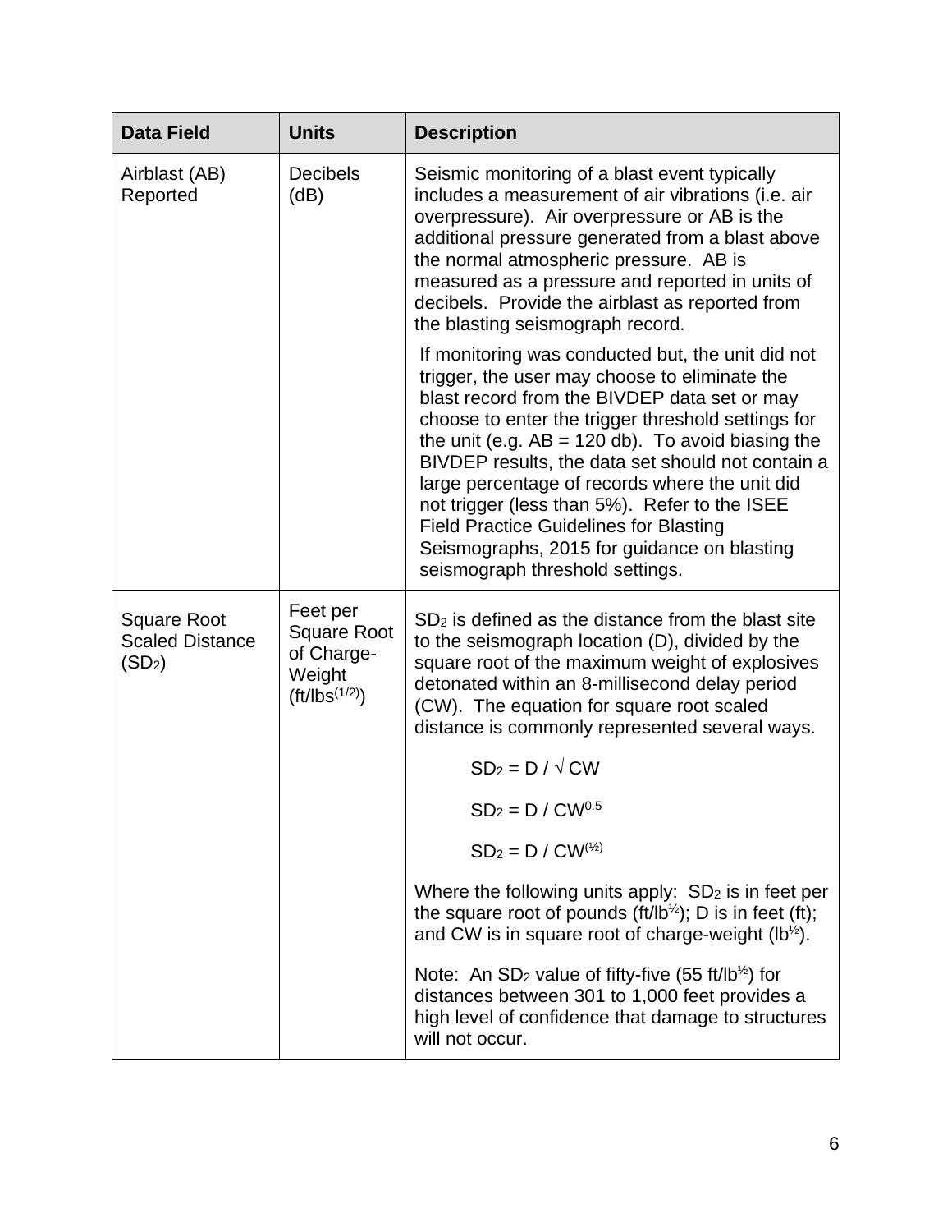| Data Field | Units | Description |
|---|---|---|
| Airblast (AB) Reported | Decibels (dB) | Seismic monitoring of a blast event typically includes a measurement of air vibrations (i.e. air overpressure). Air overpressure or AB is the additional pressure generated from a blast above the normal atmospheric pressure. AB is measured as a pressure and reported in units of decibels. Provide the airblast as reported from the blasting seismograph record.<br><br>If monitoring was conducted but, the unit did not trigger, the user may choose to eliminate the blast record from the BIVDEP data set or may choose to enter the trigger threshold settings for the unit (e.g. AB = 120 db). To avoid biasing the BIVDEP results, the data set should not contain a large percentage of records where the unit did not trigger (less than 5%). Refer to the ISEE Field Practice Guidelines for Blasting Seismographs, 2015 for guidance on blasting seismograph threshold settings. |
| Square Root Scaled Distance ($SD_2$) | Feet per Square Root of Charge-Weight ($ft/lbs^{(1/2)}$) | $SD_2$ is defined as the distance from the blast site to the seismograph location (D), divided by the square root of the maximum weight of explosives detonated within an 8-millisecond delay period (CW). The equation for square root scaled distance is commonly represented several ways.<br><br>$SD_2 = D / \sqrt{CW}$<br><br>$SD_2 = D / CW^{0.5}$<br><br>$SD_2 = D / CW^{(½)}$<br><br>Where the following units apply: $SD_2$ is in feet per the square root of pounds ($ft/lb^{½}$); D is in feet (ft); and CW is in square root of charge-weight ($lb^{½}$).<br><br>Note: An $SD_2$ value of fifty-five (55 $ft/lb^{½}$) for distances between 301 to 1,000 feet provides a high level of confidence that damage to structures will not occur. |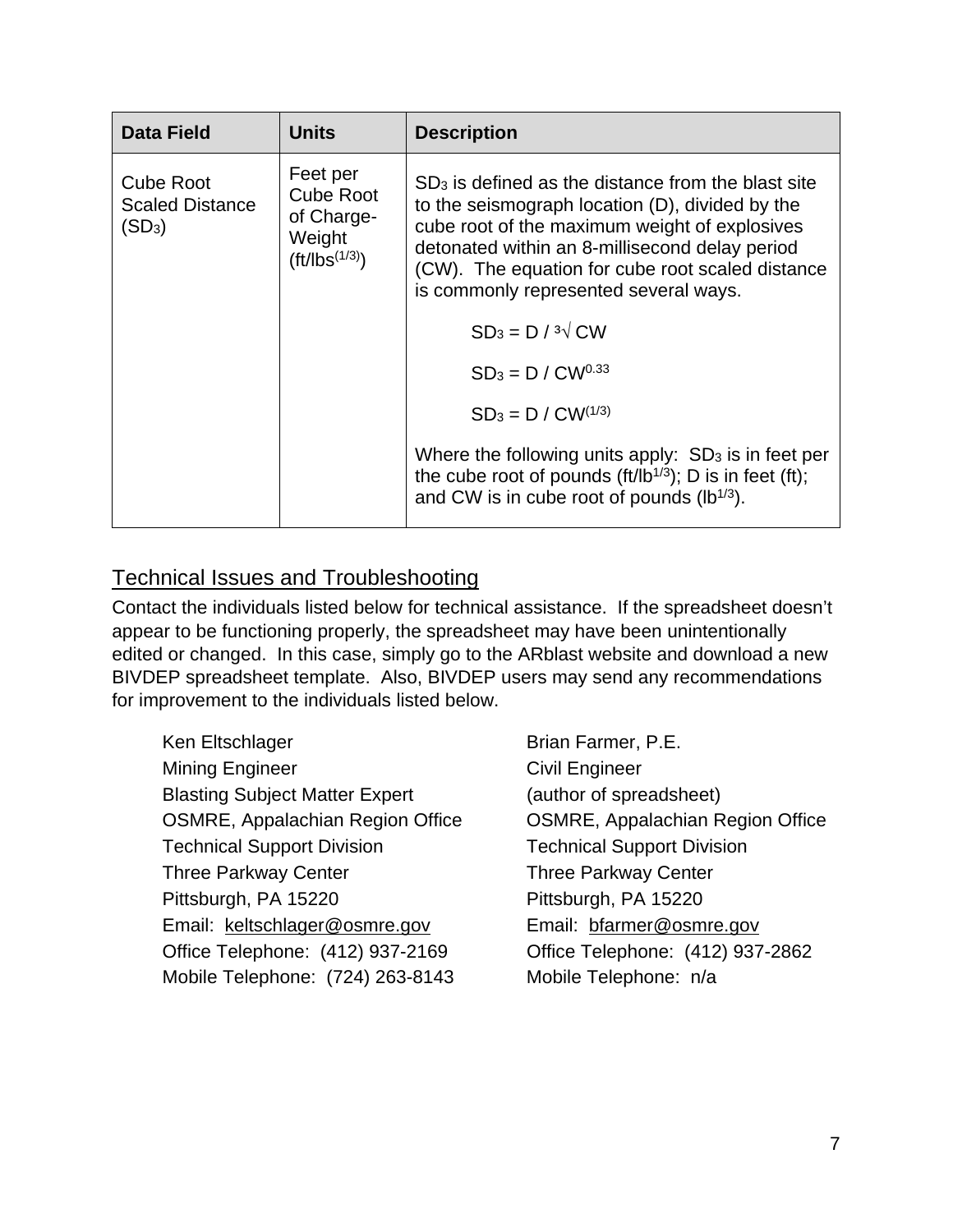| Data Field | Units | Description |
|---|---|---|
| Cube Root Scaled Distance ($SD_3$) | Feet per Cube Root of Charge-Weight ($ft/lbs^{(1/3)}$) | $SD_3$ is defined as the distance from the blast site to the seismograph location (D), divided by the cube root of the maximum weight of explosives detonated within an 8-millisecond delay period (CW). The equation for cube root scaled distance is commonly represented several ways. <br><br> $SD_3 = D / \sqrt[3]{CW}$ <br><br> $SD_3 = D / CW^{0.33}$ <br><br> $SD_3 = D / CW^{(1/3)}$ <br><br> Where the following units apply: $SD_3$ is in feet per the cube root of pounds ($ft/lb^{1/3}$); D is in feet (ft); and CW is in cube root of pounds ($lb^{1/3}$). |

## Technical Issues and Troubleshooting

Contact the individuals listed below for technical assistance. If the spreadsheet doesn't appear to be functioning properly, the spreadsheet may have been unintentionally edited or changed. In this case, simply go to the ARblast website and download a new BIVDEP spreadsheet template. Also, BIVDEP users may send any recommendations for improvement to the individuals listed below.

Ken Eltschlager
Mining Engineer
Blasting Subject Matter Expert
OSMRE, Appalachian Region Office
Technical Support Division
Three Parkway Center
Pittsburgh, PA 15220
Email: keltschlager@osmre.gov
Office Telephone: (412) 937-2169
Mobile Telephone: (724) 263-8143

Brian Farmer, P.E.
Civil Engineer
(author of spreadsheet)
OSMRE, Appalachian Region Office
Technical Support Division
Three Parkway Center
Pittsburgh, PA 15220
Email: bfarmer@osmre.gov
Office Telephone: (412) 937-2862
Mobile Telephone: n/a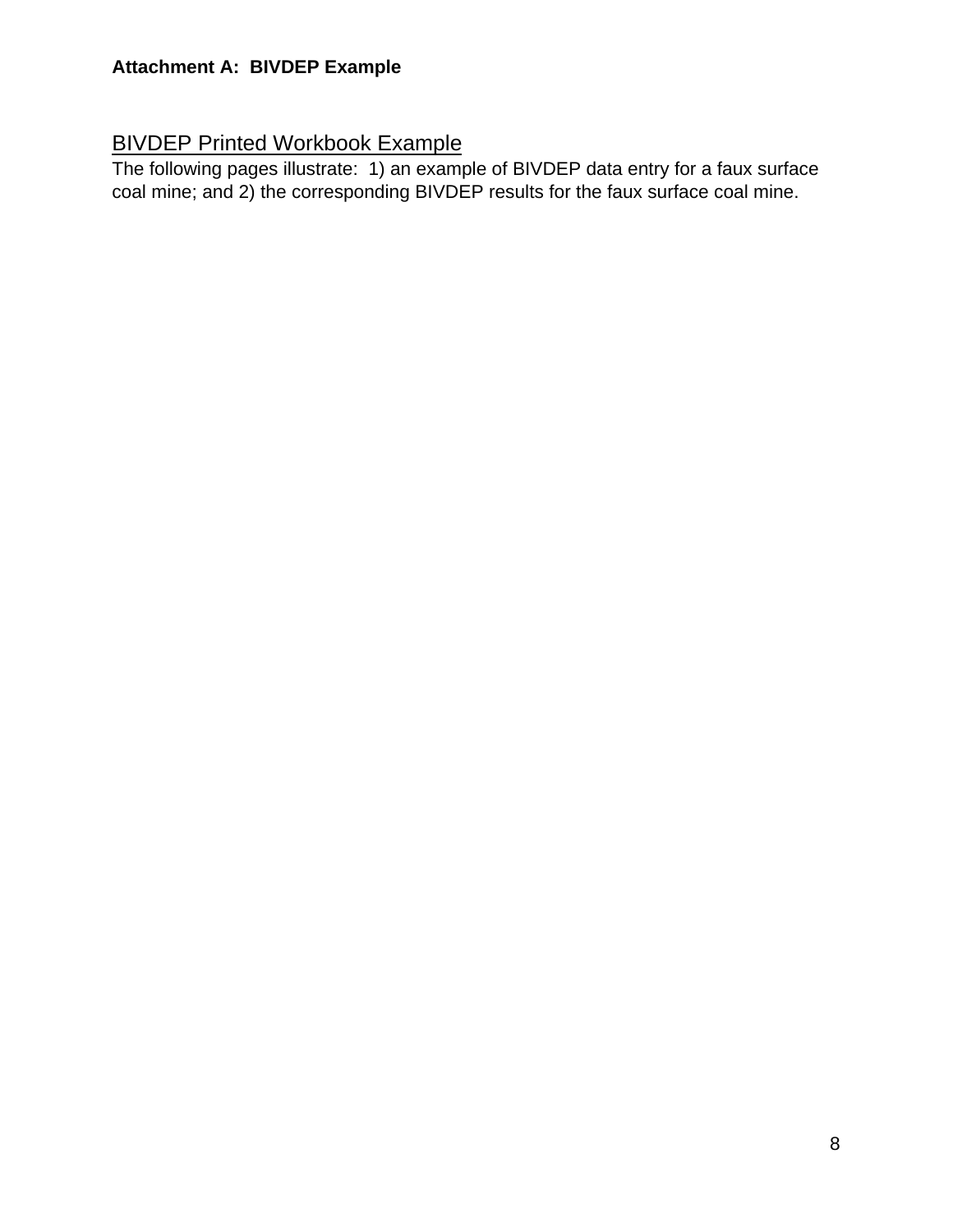**Attachment A: BIVDEP Example**

## BIVDEP Printed Workbook Example

The following pages illustrate: 1) an example of BIVDEP data entry for a faux surface coal mine; and 2) the corresponding BIVDEP results for the faux surface coal mine.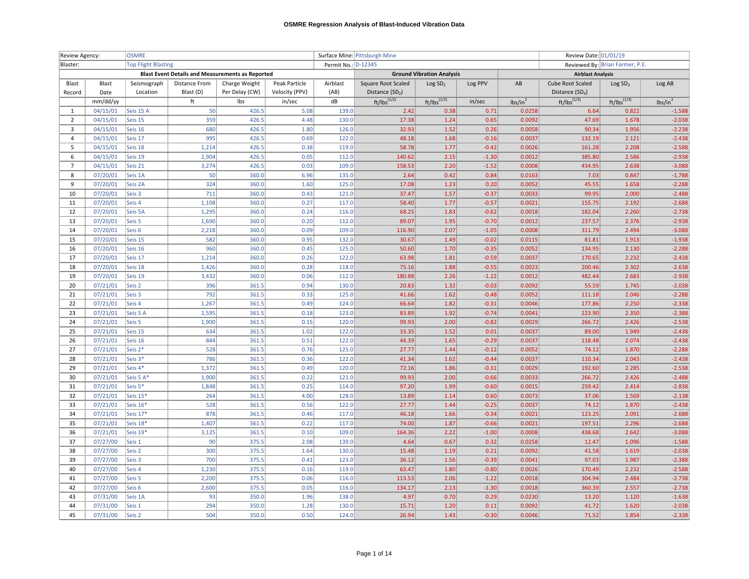# OSMRE Regression Analysis of Blast-Induced Vibration Data

| Review Agency: | OSMRE | | | | | Surface Mine: | Pittsburgh Mine | | | | Review Date: | 01/01/19 | |
|---|---|---|---|---|---|---|---|---|---|---|---|---|---|
| Blaster: | Top Flight Blasting | | | | | Permit No.: | D-12345 | | | | Reviewed By: | Brian Farmer, P.E. | |

| Blast Event Details and Measurements as Reported | | | | | | | Ground Vibration Analysis | | | Airblast Analysis | | | |
|---|---|---|---|---|---|---|---|---|---|---|---|---|---|
| Blast Record | Blast Date | Seismograph Location | Distance From Blast (D) | Charge Weight Per Delay (CW) | Peak Particle Velocity (PPV) | Airblast (AB) | Square Root Scaled Distance ($SD_2$) | Log $SD_2$ | Log PPV | AB | Cube Root Scaled Distance ($SD_3$) | Log $SD_3$ | Log AB |
| | mm/dd/yy | | ft | lbs | in/sec | dB | ft/lbs$^{(1/2)}$ | ft/lbs$^{(1/2)}$ | in/sec | lbs/in$^2$ | ft/lbs$^{(1/3)}$ | ft/lbs$^{(1/3)}$ | lbs/in$^2$ |
| 1 | 04/15/01 | Seis 15 A | 50 | 426.5 | 5.08 | 139.0 | 2.42 | 0.38 | 0.71 | 0.0258 | 6.64 | 0.822 | -1.588 |
| 2 | 04/15/01 | Seis 15 | 359 | 426.5 | 4.48 | 130.0 | 17.38 | 1.24 | 0.65 | 0.0092 | 47.69 | 1.678 | -2.038 |
| 3 | 04/15/01 | Seis 16 | 680 | 426.5 | 1.80 | 126.0 | 32.93 | 1.52 | 0.26 | 0.0058 | 90.34 | 1.956 | -2.238 |
| 4 | 04/15/01 | Seis 17 | 995 | 426.5 | 0.69 | 122.0 | 48.18 | 1.68 | -0.16 | 0.0037 | 132.19 | 2.121 | -2.438 |
| 5 | 04/15/01 | Seis 18 | 1,214 | 426.5 | 0.38 | 119.0 | 58.78 | 1.77 | -0.42 | 0.0026 | 161.28 | 2.208 | -2.588 |
| 6 | 04/15/01 | Seis 19 | 2,904 | 426.5 | 0.05 | 112.0 | 140.62 | 2.15 | -1.30 | 0.0012 | 385.80 | 2.586 | -2.938 |
| 7 | 04/15/01 | Seis 21 | 3,274 | 426.5 | 0.03 | 109.0 | 158.53 | 2.20 | -1.52 | 0.0008 | 434.95 | 2.638 | -3.088 |
| 8 | 07/20/01 | Seis 1A | 50 | 360.0 | 6.96 | 135.0 | 2.64 | 0.42 | 0.84 | 0.0163 | 7.03 | 0.847 | -1.788 |
| 9 | 07/20/01 | Seis 2A | 324 | 360.0 | 1.60 | 125.0 | 17.08 | 1.23 | 0.20 | 0.0052 | 45.55 | 1.658 | -2.288 |
| 10 | 07/20/01 | Seis 3 | 711 | 360.0 | 0.43 | 121.0 | 37.47 | 1.57 | -0.37 | 0.0033 | 99.95 | 2.000 | -2.488 |
| 11 | 07/20/01 | Seis 4 | 1,108 | 360.0 | 0.27 | 117.0 | 58.40 | 1.77 | -0.57 | 0.0021 | 155.75 | 2.192 | -2.688 |
| 12 | 07/20/01 | Seis 5A | 1,295 | 360.0 | 0.24 | 116.0 | 68.25 | 1.83 | -0.62 | 0.0018 | 182.04 | 2.260 | -2.738 |
| 13 | 07/20/01 | Seis 5 | 1,690 | 360.0 | 0.20 | 112.0 | 89.07 | 1.95 | -0.70 | 0.0012 | 237.57 | 2.376 | -2.938 |
| 14 | 07/20/01 | Seis 6 | 2,218 | 360.0 | 0.09 | 109.0 | 116.90 | 2.07 | -1.05 | 0.0008 | 311.79 | 2.494 | -3.088 |
| 15 | 07/20/01 | Seis 15 | 582 | 360.0 | 0.95 | 132.0 | 30.67 | 1.49 | -0.02 | 0.0115 | 81.81 | 1.913 | -1.938 |
| 16 | 07/20/01 | Seis 16 | 960 | 360.0 | 0.45 | 125.0 | 50.60 | 1.70 | -0.35 | 0.0052 | 134.95 | 2.130 | -2.288 |
| 17 | 07/20/01 | Seis 17 | 1,214 | 360.0 | 0.26 | 122.0 | 63.98 | 1.81 | -0.59 | 0.0037 | 170.65 | 2.232 | -2.438 |
| 18 | 07/20/01 | Seis 18 | 1,426 | 360.0 | 0.28 | 118.0 | 75.16 | 1.88 | -0.55 | 0.0023 | 200.46 | 2.302 | -2.638 |
| 19 | 07/20/01 | Seis 19 | 3,432 | 360.0 | 0.06 | 112.0 | 180.88 | 2.26 | -1.22 | 0.0012 | 482.44 | 2.683 | -2.938 |
| 20 | 07/21/01 | Seis 2 | 396 | 361.5 | 0.94 | 130.0 | 20.83 | 1.32 | -0.03 | 0.0092 | 55.59 | 1.745 | -2.038 |
| 21 | 07/21/01 | Seis 3 | 792 | 361.5 | 0.33 | 125.0 | 41.66 | 1.62 | -0.48 | 0.0052 | 111.18 | 2.046 | -2.288 |
| 22 | 07/21/01 | Seis 4 | 1,267 | 361.5 | 0.49 | 124.0 | 66.64 | 1.82 | -0.31 | 0.0046 | 177.86 | 2.250 | -2.338 |
| 23 | 07/21/01 | Seis 5 A | 1,595 | 361.5 | 0.18 | 123.0 | 83.89 | 1.92 | -0.74 | 0.0041 | 223.90 | 2.350 | -2.388 |
| 24 | 07/21/01 | Seis 5 | 1,900 | 361.5 | 0.15 | 120.0 | 99.93 | 2.00 | -0.82 | 0.0029 | 266.72 | 2.426 | -2.538 |
| 25 | 07/21/01 | Seis 15 | 634 | 361.5 | 1.02 | 122.0 | 33.35 | 1.52 | 0.01 | 0.0037 | 89.00 | 1.949 | -2.438 |
| 26 | 07/21/01 | Seis 16 | 844 | 361.5 | 0.51 | 122.0 | 44.39 | 1.65 | -0.29 | 0.0037 | 118.48 | 2.074 | -2.438 |
| 27 | 07/21/01 | Seis 2* | 528 | 361.5 | 0.76 | 125.0 | 27.77 | 1.44 | -0.12 | 0.0052 | 74.12 | 1.870 | -2.288 |
| 28 | 07/21/01 | Seis 3* | 786 | 361.5 | 0.36 | 122.0 | 41.34 | 1.62 | -0.44 | 0.0037 | 110.34 | 2.043 | -2.438 |
| 29 | 07/21/01 | Seis 4* | 1,372 | 361.5 | 0.49 | 120.0 | 72.16 | 1.86 | -0.31 | 0.0029 | 192.60 | 2.285 | -2.538 |
| 30 | 07/21/01 | Seis 5 A* | 1,900 | 361.5 | 0.22 | 121.0 | 99.93 | 2.00 | -0.66 | 0.0033 | 266.72 | 2.426 | -2.488 |
| 31 | 07/21/01 | Seis 5* | 1,848 | 361.5 | 0.25 | 114.0 | 97.20 | 1.99 | -0.60 | 0.0015 | 259.42 | 2.414 | -2.838 |
| 32 | 07/21/01 | Seis 15* | 264 | 361.5 | 4.00 | 128.0 | 13.89 | 1.14 | 0.60 | 0.0073 | 37.06 | 1.569 | -2.138 |
| 33 | 07/21/01 | Seis 16* | 528 | 361.5 | 0.56 | 122.0 | 27.77 | 1.44 | -0.25 | 0.0037 | 74.12 | 1.870 | -2.438 |
| 34 | 07/21/01 | Seis 17* | 878 | 361.5 | 0.46 | 117.0 | 46.18 | 1.66 | -0.34 | 0.0021 | 123.25 | 2.091 | -2.688 |
| 35 | 07/21/01 | Seis 18* | 1,407 | 361.5 | 0.22 | 117.0 | 74.00 | 1.87 | -0.66 | 0.0021 | 197.51 | 2.296 | -2.688 |
| 36 | 07/21/01 | Seis 19* | 3,125 | 361.5 | 0.10 | 109.0 | 164.36 | 2.22 | -1.00 | 0.0008 | 438.68 | 2.642 | -3.088 |
| 37 | 07/27/00 | Seis 1 | 90 | 375.5 | 2.08 | 139.0 | 4.64 | 0.67 | 0.32 | 0.0258 | 12.47 | 1.096 | -1.588 |
| 38 | 07/27/00 | Seis 2 | 300 | 375.5 | 1.64 | 130.0 | 15.48 | 1.19 | 0.21 | 0.0092 | 41.58 | 1.619 | -2.038 |
| 39 | 07/27/00 | Seis 3 | 700 | 375.5 | 0.41 | 123.0 | 36.12 | 1.56 | -0.39 | 0.0041 | 97.03 | 1.987 | -2.388 |
| 40 | 07/27/00 | Seis 4 | 1,230 | 375.5 | 0.16 | 119.0 | 63.47 | 1.80 | -0.80 | 0.0026 | 170.49 | 2.232 | -2.588 |
| 41 | 07/27/00 | Seis 5 | 2,200 | 375.5 | 0.06 | 116.0 | 113.53 | 2.06 | -1.22 | 0.0018 | 304.94 | 2.484 | -2.738 |
| 42 | 07/27/00 | Seis 6 | 2,600 | 375.5 | 0.05 | 116.0 | 134.17 | 2.13 | -1.30 | 0.0018 | 360.39 | 2.557 | -2.738 |
| 43 | 07/31/00 | Seis 1A | 93 | 350.0 | 1.96 | 138.0 | 4.97 | 0.70 | 0.29 | 0.0230 | 13.20 | 1.120 | -1.638 |
| 44 | 07/31/00 | Seis 1 | 294 | 350.0 | 1.28 | 130.0 | 15.71 | 1.20 | 0.11 | 0.0092 | 41.72 | 1.620 | -2.038 |
| 45 | 07/31/00 | Seis 2 | 504 | 350.0 | 0.50 | 124.0 | 26.94 | 1.43 | -0.30 | 0.0046 | 71.52 | 1.854 | -2.338 |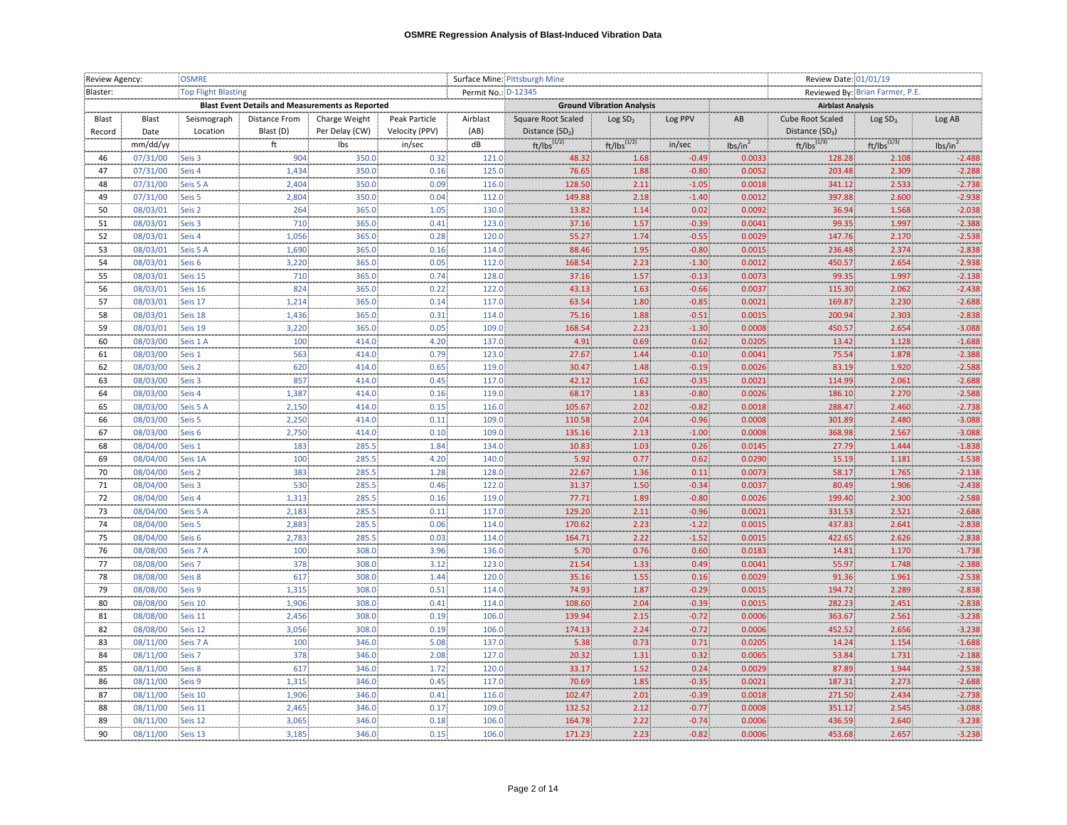## OSMRE Regression Analysis of Blast-Induced Vibration Data

| Review Agency: | OSMRE | | | | | Surface Mine: | Pittsburgh Mine | | | | Review Date: | 01/01/19 | |
|---|---|---|---|---|---|---|---|---|---|---|---|---|---|
| Blaster: | Top Flight Blasting | | | | | Permit No.: | D-12345 | | | | Reviewed By: | Brian Farmer, P.E. | |

| Blast Event Details and Measurements as Reported | | | | | | | Ground Vibration Analysis | | | Airblast Analysis | | | |
|---|---|---|---|---|---|---|---|---|---|---|---|---|---|
| Blast Record | Blast Date | Seismograph Location | Distance From Blast (D) | Charge Weight Per Delay (CW) | Peak Particle Velocity (PPV) | Airblast (AB) | Square Root Scaled Distance ($SD_2$) | Log $SD_2$ | Log PPV | AB | Cube Root Scaled Distance ($SD_3$) | Log $SD_3$ | Log AB |
| | mm/dd/yy | | ft | lbs | in/sec | dB | $ft/lbs^{(1/2)}$ | $ft/lbs^{(1/2)}$ | in/sec | $lbs/in^2$ | $ft/lbs^{(1/3)}$ | $ft/lbs^{(1/3)}$ | $lbs/in^2$ |
| 46 | 07/31/00 | Seis 3 | 904 | 350.0 | 0.32 | 121.0 | 48.32 | 1.68 | -0.49 | 0.0033 | 128.28 | 2.108 | -2.488 |
| 47 | 07/31/00 | Seis 4 | 1,434 | 350.0 | 0.16 | 125.0 | 76.65 | 1.88 | -0.80 | 0.0052 | 203.48 | 2.309 | -2.288 |
| 48 | 07/31/00 | Seis 5 A | 2,404 | 350.0 | 0.09 | 116.0 | 128.50 | 2.11 | -1.05 | 0.0018 | 341.12 | 2.533 | -2.738 |
| 49 | 07/31/00 | Seis 5 | 2,804 | 350.0 | 0.04 | 112.0 | 149.88 | 2.18 | -1.40 | 0.0012 | 397.88 | 2.600 | -2.938 |
| 50 | 08/03/01 | Seis 2 | 264 | 365.0 | 1.05 | 130.0 | 13.82 | 1.14 | 0.02 | 0.0092 | 36.94 | 1.568 | -2.038 |
| 51 | 08/03/01 | Seis 3 | 710 | 365.0 | 0.41 | 123.0 | 37.16 | 1.57 | -0.39 | 0.0041 | 99.35 | 1.997 | -2.388 |
| 52 | 08/03/01 | Seis 4 | 1,056 | 365.0 | 0.28 | 120.0 | 55.27 | 1.74 | -0.55 | 0.0029 | 147.76 | 2.170 | -2.538 |
| 53 | 08/03/01 | Seis 5 A | 1,690 | 365.0 | 0.16 | 114.0 | 88.46 | 1.95 | -0.80 | 0.0015 | 236.48 | 2.374 | -2.838 |
| 54 | 08/03/01 | Seis 6 | 3,220 | 365.0 | 0.05 | 112.0 | 168.54 | 2.23 | -1.30 | 0.0012 | 450.57 | 2.654 | -2.938 |
| 55 | 08/03/01 | Seis 15 | 710 | 365.0 | 0.74 | 128.0 | 37.16 | 1.57 | -0.13 | 0.0073 | 99.35 | 1.997 | -2.138 |
| 56 | 08/03/01 | Seis 16 | 824 | 365.0 | 0.22 | 122.0 | 43.13 | 1.63 | -0.66 | 0.0037 | 115.30 | 2.062 | -2.438 |
| 57 | 08/03/01 | Seis 17 | 1,214 | 365.0 | 0.14 | 117.0 | 63.54 | 1.80 | -0.85 | 0.0021 | 169.87 | 2.230 | -2.688 |
| 58 | 08/03/01 | Seis 18 | 1,436 | 365.0 | 0.31 | 114.0 | 75.16 | 1.88 | -0.51 | 0.0015 | 200.94 | 2.303 | -2.838 |
| 59 | 08/03/01 | Seis 19 | 3,220 | 365.0 | 0.05 | 109.0 | 168.54 | 2.23 | -1.30 | 0.0008 | 450.57 | 2.654 | -3.088 |
| 60 | 08/03/00 | Seis 1 A | 100 | 414.0 | 4.20 | 137.0 | 4.91 | 0.69 | 0.62 | 0.0205 | 13.42 | 1.128 | -1.688 |
| 61 | 08/03/00 | Seis 1 | 563 | 414.0 | 0.79 | 123.0 | 27.67 | 1.44 | -0.10 | 0.0041 | 75.54 | 1.878 | -2.388 |
| 62 | 08/03/00 | Seis 2 | 620 | 414.0 | 0.65 | 119.0 | 30.47 | 1.48 | -0.19 | 0.0026 | 83.19 | 1.920 | -2.588 |
| 63 | 08/03/00 | Seis 3 | 857 | 414.0 | 0.45 | 117.0 | 42.12 | 1.62 | -0.35 | 0.0021 | 114.99 | 2.061 | -2.688 |
| 64 | 08/03/00 | Seis 4 | 1,387 | 414.0 | 0.16 | 119.0 | 68.17 | 1.83 | -0.80 | 0.0026 | 186.10 | 2.270 | -2.588 |
| 65 | 08/03/00 | Seis 5 A | 2,150 | 414.0 | 0.15 | 116.0 | 105.67 | 2.02 | -0.82 | 0.0018 | 288.47 | 2.460 | -2.738 |
| 66 | 08/03/00 | Seis 5 | 2,250 | 414.0 | 0.11 | 109.0 | 110.58 | 2.04 | -0.96 | 0.0008 | 301.89 | 2.480 | -3.088 |
| 67 | 08/03/00 | Seis 6 | 2,750 | 414.0 | 0.10 | 109.0 | 135.16 | 2.13 | -1.00 | 0.0008 | 368.98 | 2.567 | -3.088 |
| 68 | 08/04/00 | Seis 1 | 183 | 285.5 | 1.84 | 134.0 | 10.83 | 1.03 | 0.26 | 0.0145 | 27.79 | 1.444 | -1.838 |
| 69 | 08/04/00 | Seis 1A | 100 | 285.5 | 4.20 | 140.0 | 5.92 | 0.77 | 0.62 | 0.0290 | 15.19 | 1.181 | -1.538 |
| 70 | 08/04/00 | Seis 2 | 383 | 285.5 | 1.28 | 128.0 | 22.67 | 1.36 | 0.11 | 0.0073 | 58.17 | 1.765 | -2.138 |
| 71 | 08/04/00 | Seis 3 | 530 | 285.5 | 0.46 | 122.0 | 31.37 | 1.50 | -0.34 | 0.0037 | 80.49 | 1.906 | -2.438 |
| 72 | 08/04/00 | Seis 4 | 1,313 | 285.5 | 0.16 | 119.0 | 77.71 | 1.89 | -0.80 | 0.0026 | 199.40 | 2.300 | -2.588 |
| 73 | 08/04/00 | Seis 5 A | 2,183 | 285.5 | 0.11 | 117.0 | 129.20 | 2.11 | -0.96 | 0.0021 | 331.53 | 2.521 | -2.688 |
| 74 | 08/04/00 | Seis 5 | 2,883 | 285.5 | 0.06 | 114.0 | 170.62 | 2.23 | -1.22 | 0.0015 | 437.83 | 2.641 | -2.838 |
| 75 | 08/04/00 | Seis 6 | 2,783 | 285.5 | 0.03 | 114.0 | 164.71 | 2.22 | -1.52 | 0.0015 | 422.65 | 2.626 | -2.838 |
| 76 | 08/08/00 | Seis 7 A | 100 | 308.0 | 3.96 | 136.0 | 5.70 | 0.76 | 0.60 | 0.0183 | 14.81 | 1.170 | -1.738 |
| 77 | 08/08/00 | Seis 7 | 378 | 308.0 | 3.12 | 123.0 | 21.54 | 1.33 | 0.49 | 0.0041 | 55.97 | 1.748 | -2.388 |
| 78 | 08/08/00 | Seis 8 | 617 | 308.0 | 1.44 | 120.0 | 35.16 | 1.55 | 0.16 | 0.0029 | 91.36 | 1.961 | -2.538 |
| 79 | 08/08/00 | Seis 9 | 1,315 | 308.0 | 0.51 | 114.0 | 74.93 | 1.87 | -0.29 | 0.0015 | 194.72 | 2.289 | -2.838 |
| 80 | 08/08/00 | Seis 10 | 1,906 | 308.0 | 0.41 | 114.0 | 108.60 | 2.04 | -0.39 | 0.0015 | 282.23 | 2.451 | -2.838 |
| 81 | 08/08/00 | Seis 11 | 2,456 | 308.0 | 0.19 | 106.0 | 139.94 | 2.15 | -0.72 | 0.0006 | 363.67 | 2.561 | -3.238 |
| 82 | 08/08/00 | Seis 12 | 3,056 | 308.0 | 0.19 | 106.0 | 174.13 | 2.24 | -0.72 | 0.0006 | 452.52 | 2.656 | -3.238 |
| 83 | 08/11/00 | Seis 7 A | 100 | 346.0 | 5.08 | 137.0 | 5.38 | 0.73 | 0.71 | 0.0205 | 14.24 | 1.154 | -1.688 |
| 84 | 08/11/00 | Seis 7 | 378 | 346.0 | 2.08 | 127.0 | 20.32 | 1.31 | 0.32 | 0.0065 | 53.84 | 1.731 | -2.188 |
| 85 | 08/11/00 | Seis 8 | 617 | 346.0 | 1.72 | 120.0 | 33.17 | 1.52 | 0.24 | 0.0029 | 87.89 | 1.944 | -2.538 |
| 86 | 08/11/00 | Seis 9 | 1,315 | 346.0 | 0.45 | 117.0 | 70.69 | 1.85 | -0.35 | 0.0021 | 187.31 | 2.273 | -2.688 |
| 87 | 08/11/00 | Seis 10 | 1,906 | 346.0 | 0.41 | 116.0 | 102.47 | 2.01 | -0.39 | 0.0018 | 271.50 | 2.434 | -2.738 |
| 88 | 08/11/00 | Seis 11 | 2,465 | 346.0 | 0.17 | 109.0 | 132.52 | 2.12 | -0.77 | 0.0008 | 351.12 | 2.545 | -3.088 |
| 89 | 08/11/00 | Seis 12 | 3,065 | 346.0 | 0.18 | 106.0 | 164.78 | 2.22 | -0.74 | 0.0006 | 436.59 | 2.640 | -3.238 |
| 90 | 08/11/00 | Seis 13 | 3,185 | 346.0 | 0.15 | 106.0 | 171.23 | 2.23 | -0.82 | 0.0006 | 453.68 | 2.657 | -3.238 |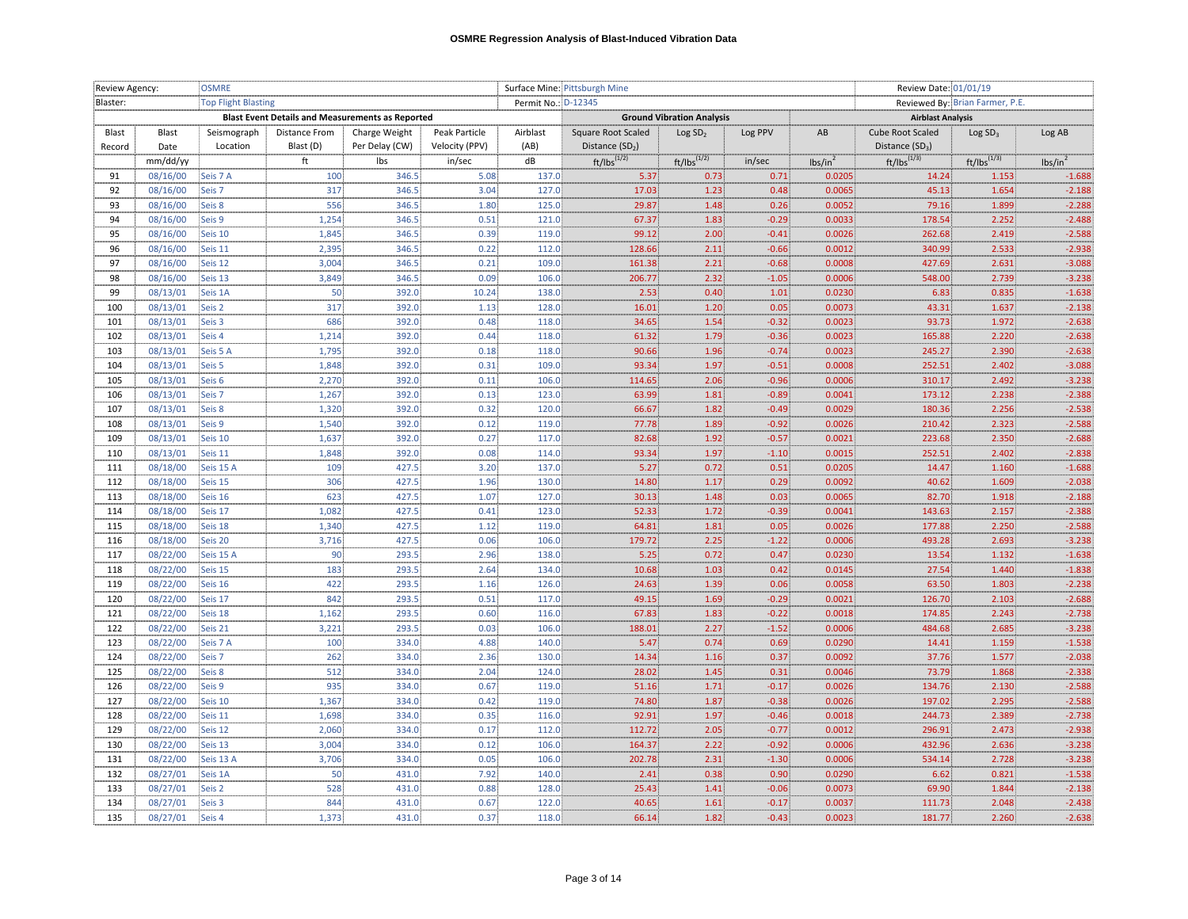# OSMRE Regression Analysis of Blast-Induced Vibration Data

| Review Agency: | OSMRE | | | | | Surface Mine: | Pittsburgh Mine | | | | Review Date: | 01/01/19 | |
|---|---|---|---|---|---|---|---|---|---|---|---|---|---|
| Blaster: | Top Flight Blasting | | | | | Permit No.: | D-12345 | | | | Reviewed By: | Brian Farmer, P.E. | |

| Blast Record | Blast Date | Seismograph Location | Distance From Blast (D) | Charge Weight Per Delay (CW) | Peak Particle Velocity (PPV) | Airblast (AB) | Square Root Scaled Distance ($SD_2$) | Log $SD_2$ | Log PPV | AB | Cube Root Scaled Distance ($SD_3$) | Log $SD_3$ | Log AB |
|---|---|---|---|---|---|---|---|---|---|---|---|---|---|
| Blast Event Details and Measurements as Reported | | | | | | | Ground Vibration Analysis | | | Airblast Analysis | | | |
| | mm/dd/yy | | ft | lbs | in/sec | dB | $ft/lbs^{(1/2)}$ | $ft/lbs^{(1/2)}$ | in/sec | $lbs/in^2$ | $ft/lbs^{(1/3)}$ | $ft/lbs^{(1/3)}$ | $lbs/in^2$ |
| 91 | 08/16/00 | Seis 7 A | 100 | 346.5 | 5.08 | 137.0 | 5.37 | 0.73 | 0.71 | 0.0205 | 14.24 | 1.153 | -1.688 |
| 92 | 08/16/00 | Seis 7 | 317 | 346.5 | 3.04 | 127.0 | 17.03 | 1.23 | 0.48 | 0.0065 | 45.13 | 1.654 | -2.188 |
| 93 | 08/16/00 | Seis 8 | 556 | 346.5 | 1.80 | 125.0 | 29.87 | 1.48 | 0.26 | 0.0052 | 79.16 | 1.899 | -2.288 |
| 94 | 08/16/00 | Seis 9 | 1,254 | 346.5 | 0.51 | 121.0 | 67.37 | 1.83 | -0.29 | 0.0033 | 178.54 | 2.252 | -2.488 |
| 95 | 08/16/00 | Seis 10 | 1,845 | 346.5 | 0.39 | 119.0 | 99.12 | 2.00 | -0.41 | 0.0026 | 262.68 | 2.419 | -2.588 |
| 96 | 08/16/00 | Seis 11 | 2,395 | 346.5 | 0.22 | 112.0 | 128.66 | 2.11 | -0.66 | 0.0012 | 340.99 | 2.533 | -2.938 |
| 97 | 08/16/00 | Seis 12 | 3,004 | 346.5 | 0.21 | 109.0 | 161.38 | 2.21 | -0.68 | 0.0008 | 427.69 | 2.631 | -3.088 |
| 98 | 08/16/00 | Seis 13 | 3,849 | 346.5 | 0.09 | 106.0 | 206.77 | 2.32 | -1.05 | 0.0006 | 548.00 | 2.739 | -3.238 |
| 99 | 08/13/01 | Seis 1A | 50 | 392.0 | 10.24 | 138.0 | 2.53 | 0.40 | 1.01 | 0.0230 | 6.83 | 0.835 | -1.638 |
| 100 | 08/13/01 | Seis 2 | 317 | 392.0 | 1.13 | 128.0 | 16.01 | 1.20 | 0.05 | 0.0073 | 43.31 | 1.637 | -2.138 |
| 101 | 08/13/01 | Seis 3 | 686 | 392.0 | 0.48 | 118.0 | 34.65 | 1.54 | -0.32 | 0.0023 | 93.73 | 1.972 | -2.638 |
| 102 | 08/13/01 | Seis 4 | 1,214 | 392.0 | 0.44 | 118.0 | 61.32 | 1.79 | -0.36 | 0.0023 | 165.88 | 2.220 | -2.638 |
| 103 | 08/13/01 | Seis 5 A | 1,795 | 392.0 | 0.18 | 118.0 | 90.66 | 1.96 | -0.74 | 0.0023 | 245.27 | 2.390 | -2.638 |
| 104 | 08/13/01 | Seis 5 | 1,848 | 392.0 | 0.31 | 109.0 | 93.34 | 1.97 | -0.51 | 0.0008 | 252.51 | 2.402 | -3.088 |
| 105 | 08/13/01 | Seis 6 | 2,270 | 392.0 | 0.11 | 106.0 | 114.65 | 2.06 | -0.96 | 0.0006 | 310.17 | 2.492 | -3.238 |
| 106 | 08/13/01 | Seis 7 | 1,267 | 392.0 | 0.13 | 123.0 | 63.99 | 1.81 | -0.89 | 0.0041 | 173.12 | 2.238 | -2.388 |
| 107 | 08/13/01 | Seis 8 | 1,320 | 392.0 | 0.32 | 120.0 | 66.67 | 1.82 | -0.49 | 0.0029 | 180.36 | 2.256 | -2.538 |
| 108 | 08/13/01 | Seis 9 | 1,540 | 392.0 | 0.12 | 119.0 | 77.78 | 1.89 | -0.92 | 0.0026 | 210.42 | 2.323 | -2.588 |
| 109 | 08/13/01 | Seis 10 | 1,637 | 392.0 | 0.27 | 117.0 | 82.68 | 1.92 | -0.57 | 0.0021 | 223.68 | 2.350 | -2.688 |
| 110 | 08/13/01 | Seis 11 | 1,848 | 392.0 | 0.08 | 114.0 | 93.34 | 1.97 | -1.10 | 0.0015 | 252.51 | 2.402 | -2.838 |
| 111 | 08/18/00 | Seis 15 A | 109 | 427.5 | 3.20 | 137.0 | 5.27 | 0.72 | 0.51 | 0.0205 | 14.47 | 1.160 | -1.688 |
| 112 | 08/18/00 | Seis 15 | 306 | 427.5 | 1.96 | 130.0 | 14.80 | 1.17 | 0.29 | 0.0092 | 40.62 | 1.609 | -2.038 |
| 113 | 08/18/00 | Seis 16 | 623 | 427.5 | 1.07 | 127.0 | 30.13 | 1.48 | 0.03 | 0.0065 | 82.70 | 1.918 | -2.188 |
| 114 | 08/18/00 | Seis 17 | 1,082 | 427.5 | 0.41 | 123.0 | 52.33 | 1.72 | -0.39 | 0.0041 | 143.63 | 2.157 | -2.388 |
| 115 | 08/18/00 | Seis 18 | 1,340 | 427.5 | 1.12 | 119.0 | 64.81 | 1.81 | 0.05 | 0.0026 | 177.88 | 2.250 | -2.588 |
| 116 | 08/18/00 | Seis 20 | 3,716 | 427.5 | 0.06 | 106.0 | 179.72 | 2.25 | -1.22 | 0.0006 | 493.28 | 2.693 | -3.238 |
| 117 | 08/22/00 | Seis 15 A | 90 | 293.5 | 2.96 | 138.0 | 5.25 | 0.72 | 0.47 | 0.0230 | 13.54 | 1.132 | -1.638 |
| 118 | 08/22/00 | Seis 15 | 183 | 293.5 | 2.64 | 134.0 | 10.68 | 1.03 | 0.42 | 0.0145 | 27.54 | 1.440 | -1.838 |
| 119 | 08/22/00 | Seis 16 | 422 | 293.5 | 1.16 | 126.0 | 24.63 | 1.39 | 0.06 | 0.0058 | 63.50 | 1.803 | -2.238 |
| 120 | 08/22/00 | Seis 17 | 842 | 293.5 | 0.51 | 117.0 | 49.15 | 1.69 | -0.29 | 0.0021 | 126.70 | 2.103 | -2.688 |
| 121 | 08/22/00 | Seis 18 | 1,162 | 293.5 | 0.60 | 116.0 | 67.83 | 1.83 | -0.22 | 0.0018 | 174.85 | 2.243 | -2.738 |
| 122 | 08/22/00 | Seis 21 | 3,221 | 293.5 | 0.03 | 106.0 | 188.01 | 2.27 | -1.52 | 0.0006 | 484.68 | 2.685 | -3.238 |
| 123 | 08/22/00 | Seis 7 A | 100 | 334.0 | 4.88 | 140.0 | 5.47 | 0.74 | 0.69 | 0.0290 | 14.41 | 1.159 | -1.538 |
| 124 | 08/22/00 | Seis 7 | 262 | 334.0 | 2.36 | 130.0 | 14.34 | 1.16 | 0.37 | 0.0092 | 37.76 | 1.577 | -2.038 |
| 125 | 08/22/00 | Seis 8 | 512 | 334.0 | 2.04 | 124.0 | 28.02 | 1.45 | 0.31 | 0.0046 | 73.79 | 1.868 | -2.338 |
| 126 | 08/22/00 | Seis 9 | 935 | 334.0 | 0.67 | 119.0 | 51.16 | 1.71 | -0.17 | 0.0026 | 134.76 | 2.130 | -2.588 |
| 127 | 08/22/00 | Seis 10 | 1,367 | 334.0 | 0.42 | 119.0 | 74.80 | 1.87 | -0.38 | 0.0026 | 197.02 | 2.295 | -2.588 |
| 128 | 08/22/00 | Seis 11 | 1,698 | 334.0 | 0.35 | 116.0 | 92.91 | 1.97 | -0.46 | 0.0018 | 244.73 | 2.389 | -2.738 |
| 129 | 08/22/00 | Seis 12 | 2,060 | 334.0 | 0.17 | 112.0 | 112.72 | 2.05 | -0.77 | 0.0012 | 296.91 | 2.473 | -2.938 |
| 130 | 08/22/00 | Seis 13 | 3,004 | 334.0 | 0.12 | 106.0 | 164.37 | 2.22 | -0.92 | 0.0006 | 432.96 | 2.636 | -3.238 |
| 131 | 08/22/00 | Seis 13 A | 3,706 | 334.0 | 0.05 | 106.0 | 202.78 | 2.31 | -1.30 | 0.0006 | 534.14 | 2.728 | -3.238 |
| 132 | 08/27/01 | Seis 1A | 50 | 431.0 | 7.92 | 140.0 | 2.41 | 0.38 | 0.90 | 0.0290 | 6.62 | 0.821 | -1.538 |
| 133 | 08/27/01 | Seis 2 | 528 | 431.0 | 0.88 | 128.0 | 25.43 | 1.41 | -0.06 | 0.0073 | 69.90 | 1.844 | -2.138 |
| 134 | 08/27/01 | Seis 3 | 844 | 431.0 | 0.67 | 122.0 | 40.65 | 1.61 | -0.17 | 0.0037 | 111.73 | 2.048 | -2.438 |
| 135 | 08/27/01 | Seis 4 | 1,373 | 431.0 | 0.37 | 118.0 | 66.14 | 1.82 | -0.43 | 0.0023 | 181.77 | 2.260 | -2.638 |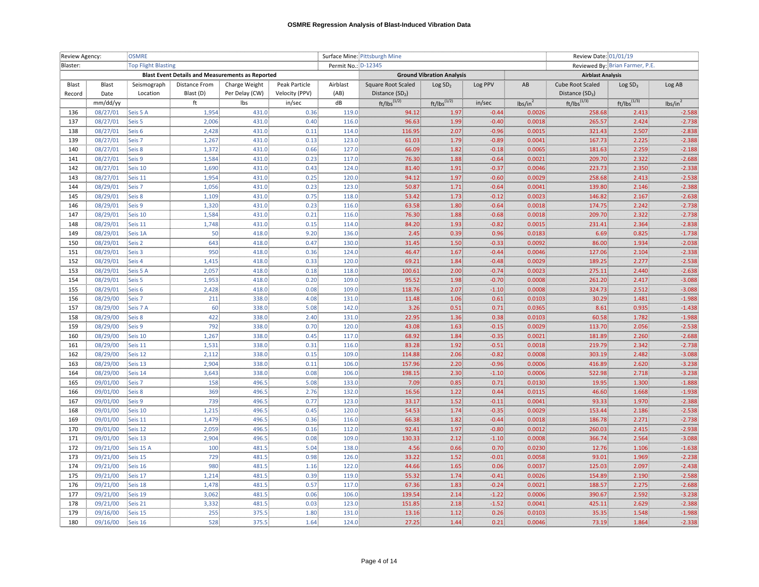# OSMRE Regression Analysis of Blast-Induced Vibration Data

| Review Agency: | OSMRE | | | | | Surface Mine: | Pittsburgh Mine | | | | Review Date: | 01/01/19 | |
|---|---|---|---|---|---|---|---|---|---|---|---|---|---|
| Blaster: | Top Flight Blasting | | | | | Permit No.: | D-12345 | | | | Reviewed By: | Brian Farmer, P.E. | |

| Blast Event Details and Measurements as Reported | | | | | | | Ground Vibration Analysis | | | Airblast Analysis | | | |
|---|---|---|---|---|---|---|---|---|---|---|---|---|---|
| Blast Record | Blast Date | Seismograph Location | Distance From Blast (D) | Charge Weight Per Delay (CW) | Peak Particle Velocity (PPV) | Airblast (AB) | Square Root Scaled Distance ($SD_2$) | Log $SD_2$ | Log PPV | AB | Cube Root Scaled Distance ($SD_3$) | Log $SD_3$ | Log AB |
| | mm/dd/yy | | ft | lbs | in/sec | dB | $ft/lbs^{(1/2)}$ | $ft/lbs^{(1/2)}$ | in/sec | $lbs/in^2$ | $ft/lbs^{(1/3)}$ | $ft/lbs^{(1/3)}$ | $lbs/in^2$ |
| 136 | 08/27/01 | Seis 5 A | 1,954 | 431.0 | 0.36 | 119.0 | 94.12 | 1.97 | -0.44 | 0.0026 | 258.68 | 2.413 | -2.588 |
| 137 | 08/27/01 | Seis 5 | 2,006 | 431.0 | 0.40 | 116.0 | 96.63 | 1.99 | -0.40 | 0.0018 | 265.57 | 2.424 | -2.738 |
| 138 | 08/27/01 | Seis 6 | 2,428 | 431.0 | 0.11 | 114.0 | 116.95 | 2.07 | -0.96 | 0.0015 | 321.43 | 2.507 | -2.838 |
| 139 | 08/27/01 | Seis 7 | 1,267 | 431.0 | 0.13 | 123.0 | 61.03 | 1.79 | -0.89 | 0.0041 | 167.73 | 2.225 | -2.388 |
| 140 | 08/27/01 | Seis 8 | 1,372 | 431.0 | 0.66 | 127.0 | 66.09 | 1.82 | -0.18 | 0.0065 | 181.63 | 2.259 | -2.188 |
| 141 | 08/27/01 | Seis 9 | 1,584 | 431.0 | 0.23 | 117.0 | 76.30 | 1.88 | -0.64 | 0.0021 | 209.70 | 2.322 | -2.688 |
| 142 | 08/27/01 | Seis 10 | 1,690 | 431.0 | 0.43 | 124.0 | 81.40 | 1.91 | -0.37 | 0.0046 | 223.73 | 2.350 | -2.338 |
| 143 | 08/27/01 | Seis 11 | 1,954 | 431.0 | 0.25 | 120.0 | 94.12 | 1.97 | -0.60 | 0.0029 | 258.68 | 2.413 | -2.538 |
| 144 | 08/29/01 | Seis 7 | 1,056 | 431.0 | 0.23 | 123.0 | 50.87 | 1.71 | -0.64 | 0.0041 | 139.80 | 2.146 | -2.388 |
| 145 | 08/29/01 | Seis 8 | 1,109 | 431.0 | 0.75 | 118.0 | 53.42 | 1.73 | -0.12 | 0.0023 | 146.82 | 2.167 | -2.638 |
| 146 | 08/29/01 | Seis 9 | 1,320 | 431.0 | 0.23 | 116.0 | 63.58 | 1.80 | -0.64 | 0.0018 | 174.75 | 2.242 | -2.738 |
| 147 | 08/29/01 | Seis 10 | 1,584 | 431.0 | 0.21 | 116.0 | 76.30 | 1.88 | -0.68 | 0.0018 | 209.70 | 2.322 | -2.738 |
| 148 | 08/29/01 | Seis 11 | 1,748 | 431.0 | 0.15 | 114.0 | 84.20 | 1.93 | -0.82 | 0.0015 | 231.41 | 2.364 | -2.838 |
| 149 | 08/29/01 | Seis 1A | 50 | 418.0 | 9.20 | 136.0 | 2.45 | 0.39 | 0.96 | 0.0183 | 6.69 | 0.825 | -1.738 |
| 150 | 08/29/01 | Seis 2 | 643 | 418.0 | 0.47 | 130.0 | 31.45 | 1.50 | -0.33 | 0.0092 | 86.00 | 1.934 | -2.038 |
| 151 | 08/29/01 | Seis 3 | 950 | 418.0 | 0.36 | 124.0 | 46.47 | 1.67 | -0.44 | 0.0046 | 127.06 | 2.104 | -2.338 |
| 152 | 08/29/01 | Seis 4 | 1,415 | 418.0 | 0.33 | 120.0 | 69.21 | 1.84 | -0.48 | 0.0029 | 189.25 | 2.277 | -2.538 |
| 153 | 08/29/01 | Seis 5 A | 2,057 | 418.0 | 0.18 | 118.0 | 100.61 | 2.00 | -0.74 | 0.0023 | 275.11 | 2.440 | -2.638 |
| 154 | 08/29/01 | Seis 5 | 1,953 | 418.0 | 0.20 | 109.0 | 95.52 | 1.98 | -0.70 | 0.0008 | 261.20 | 2.417 | -3.088 |
| 155 | 08/29/01 | Seis 6 | 2,428 | 418.0 | 0.08 | 109.0 | 118.76 | 2.07 | -1.10 | 0.0008 | 324.73 | 2.512 | -3.088 |
| 156 | 08/29/00 | Seis 7 | 211 | 338.0 | 4.08 | 131.0 | 11.48 | 1.06 | 0.61 | 0.0103 | 30.29 | 1.481 | -1.988 |
| 157 | 08/29/00 | Seis 7 A | 60 | 338.0 | 5.08 | 142.0 | 3.26 | 0.51 | 0.71 | 0.0365 | 8.61 | 0.935 | -1.438 |
| 158 | 08/29/00 | Seis 8 | 422 | 338.0 | 2.40 | 131.0 | 22.95 | 1.36 | 0.38 | 0.0103 | 60.58 | 1.782 | -1.988 |
| 159 | 08/29/00 | Seis 9 | 792 | 338.0 | 0.70 | 120.0 | 43.08 | 1.63 | -0.15 | 0.0029 | 113.70 | 2.056 | -2.538 |
| 160 | 08/29/00 | Seis 10 | 1,267 | 338.0 | 0.45 | 117.0 | 68.92 | 1.84 | -0.35 | 0.0021 | 181.89 | 2.260 | -2.688 |
| 161 | 08/29/00 | Seis 11 | 1,531 | 338.0 | 0.31 | 116.0 | 83.28 | 1.92 | -0.51 | 0.0018 | 219.79 | 2.342 | -2.738 |
| 162 | 08/29/00 | Seis 12 | 2,112 | 338.0 | 0.15 | 109.0 | 114.88 | 2.06 | -0.82 | 0.0008 | 303.19 | 2.482 | -3.088 |
| 163 | 08/29/00 | Seis 13 | 2,904 | 338.0 | 0.11 | 106.0 | 157.96 | 2.20 | -0.96 | 0.0006 | 416.89 | 2.620 | -3.238 |
| 164 | 08/29/00 | Seis 14 | 3,643 | 338.0 | 0.08 | 106.0 | 198.15 | 2.30 | -1.10 | 0.0006 | 522.98 | 2.718 | -3.238 |
| 165 | 09/01/00 | Seis 7 | 158 | 496.5 | 5.08 | 133.0 | 7.09 | 0.85 | 0.71 | 0.0130 | 19.95 | 1.300 | -1.888 |
| 166 | 09/01/00 | Seis 8 | 369 | 496.5 | 2.76 | 132.0 | 16.56 | 1.22 | 0.44 | 0.0115 | 46.60 | 1.668 | -1.938 |
| 167 | 09/01/00 | Seis 9 | 739 | 496.5 | 0.77 | 123.0 | 33.17 | 1.52 | -0.11 | 0.0041 | 93.33 | 1.970 | -2.388 |
| 168 | 09/01/00 | Seis 10 | 1,215 | 496.5 | 0.45 | 120.0 | 54.53 | 1.74 | -0.35 | 0.0029 | 153.44 | 2.186 | -2.538 |
| 169 | 09/01/00 | Seis 11 | 1,479 | 496.5 | 0.36 | 116.0 | 66.38 | 1.82 | -0.44 | 0.0018 | 186.78 | 2.271 | -2.738 |
| 170 | 09/01/00 | Seis 12 | 2,059 | 496.5 | 0.16 | 112.0 | 92.41 | 1.97 | -0.80 | 0.0012 | 260.03 | 2.415 | -2.938 |
| 171 | 09/01/00 | Seis 13 | 2,904 | 496.5 | 0.08 | 109.0 | 130.33 | 2.12 | -1.10 | 0.0008 | 366.74 | 2.564 | -3.088 |
| 172 | 09/21/00 | Seis 15 A | 100 | 481.5 | 5.04 | 138.0 | 4.56 | 0.66 | 0.70 | 0.0230 | 12.76 | 1.106 | -1.638 |
| 173 | 09/21/00 | Seis 15 | 729 | 481.5 | 0.98 | 126.0 | 33.22 | 1.52 | -0.01 | 0.0058 | 93.01 | 1.969 | -2.238 |
| 174 | 09/21/00 | Seis 16 | 980 | 481.5 | 1.16 | 122.0 | 44.66 | 1.65 | 0.06 | 0.0037 | 125.03 | 2.097 | -2.438 |
| 175 | 09/21/00 | Seis 17 | 1,214 | 481.5 | 0.39 | 119.0 | 55.32 | 1.74 | -0.41 | 0.0026 | 154.89 | 2.190 | -2.588 |
| 176 | 09/21/00 | Seis 18 | 1,478 | 481.5 | 0.57 | 117.0 | 67.36 | 1.83 | -0.24 | 0.0021 | 188.57 | 2.275 | -2.688 |
| 177 | 09/21/00 | Seis 19 | 3,062 | 481.5 | 0.06 | 106.0 | 139.54 | 2.14 | -1.22 | 0.0006 | 390.67 | 2.592 | -3.238 |
| 178 | 09/21/00 | Seis 21 | 3,332 | 481.5 | 0.03 | 123.0 | 151.85 | 2.18 | -1.52 | 0.0041 | 425.11 | 2.629 | -2.388 |
| 179 | 09/16/00 | Seis 15 | 255 | 375.5 | 1.80 | 131.0 | 13.16 | 1.12 | 0.26 | 0.0103 | 35.35 | 1.548 | -1.988 |
| 180 | 09/16/00 | Seis 16 | 528 | 375.5 | 1.64 | 124.0 | 27.25 | 1.44 | 0.21 | 0.0046 | 73.19 | 1.864 | -2.338 |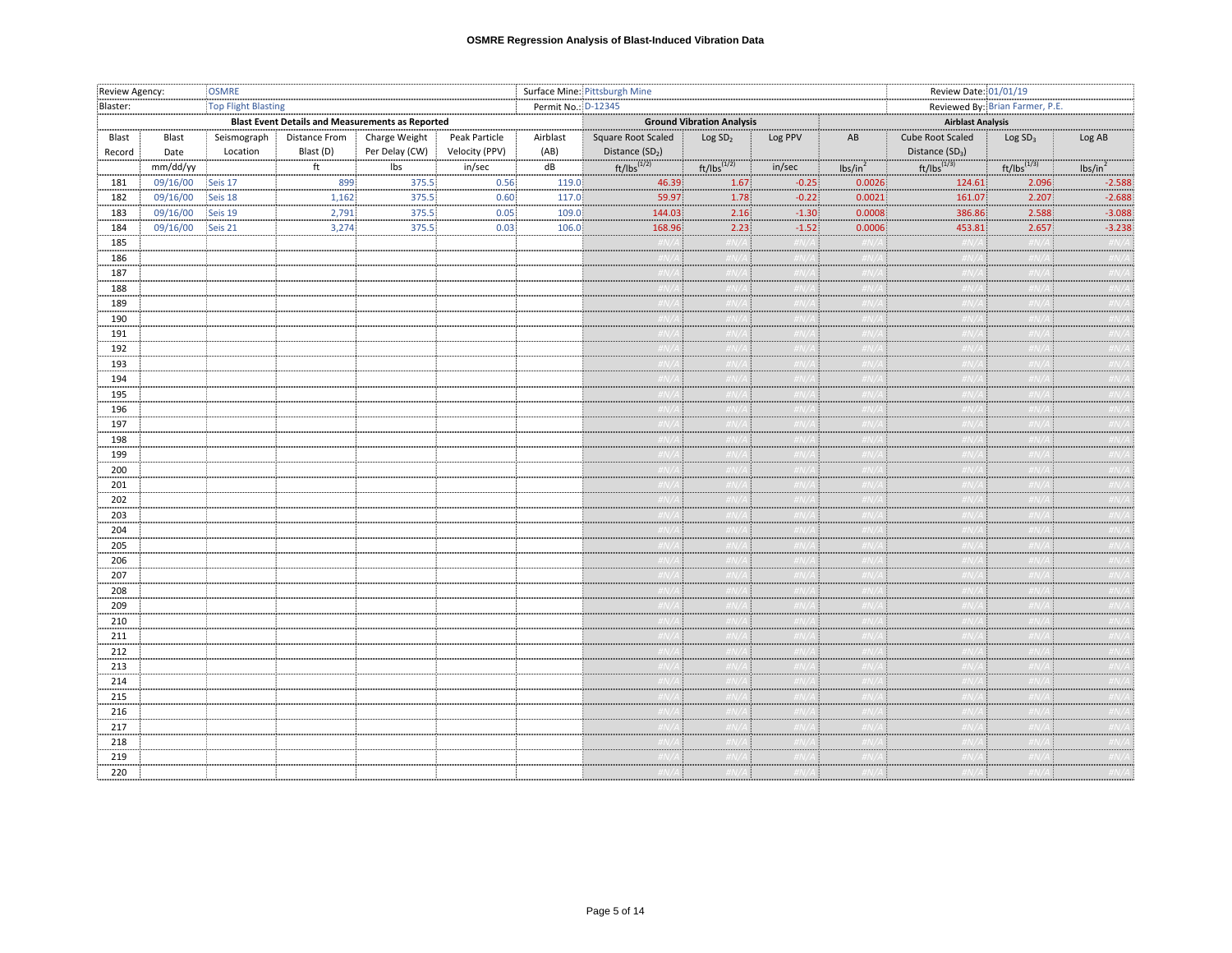# OSMRE Regression Analysis of Blast-Induced Vibration Data

| Review Agency: | OSMRE | Surface Mine: | Pittsburgh Mine | Review Date: | 01/01/19 |
|---|---|---|---|---|---|
| Blaster: | Top Flight Blasting | Permit No.: | D-12345 | Reviewed By: | Brian Farmer, P.E. |

| Blast Event Details and Measurements as Reported | | | | | | | Ground Vibration Analysis | | | Airblast Analysis | | | |
|---|---|---|---|---|---|---|---|---|---|---|---|---|---|
| Blast Record | Blast Date | Seismograph Location | Distance From Blast (D) | Charge Weight Per Delay (CW) | Peak Particle Velocity (PPV) | Airblast (AB) | Square Root Scaled Distance ($SD_2$) | Log $SD_2$ | Log PPV | AB | Cube Root Scaled Distance ($SD_3$) | Log $SD_3$ | Log AB |
| | mm/dd/yy | | ft | lbs | in/sec | dB | $ft/lbs^{(1/2)}$ | $ft/lbs^{(1/2)}$ | in/sec | $lbs/in^2$ | $ft/lbs^{(1/3)}$ | $ft/lbs^{(1/3)}$ | $lbs/in^2$ |
| 181 | 09/16/00 | Seis 17 | 899 | 375.5 | 0.56 | 119.0 | 46.39 | 1.67 | -0.25 | 0.0026 | 124.61 | 2.096 | -2.588 |
| 182 | 09/16/00 | Seis 18 | 1,162 | 375.5 | 0.60 | 117.0 | 59.97 | 1.78 | -0.22 | 0.0021 | 161.07 | 2.207 | -2.688 |
| 183 | 09/16/00 | Seis 19 | 2,791 | 375.5 | 0.05 | 109.0 | 144.03 | 2.16 | -1.30 | 0.0008 | 386.86 | 2.588 | -3.088 |
| 184 | 09/16/00 | Seis 21 | 3,274 | 375.5 | 0.03 | 106.0 | 168.96 | 2.23 | -1.52 | 0.0006 | 453.81 | 2.657 | -3.238 |
| 185 | | | | | | | #N/A | #N/A | #N/A | #N/A | #N/A | #N/A | #N/A |
| 186 | | | | | | | #N/A | #N/A | #N/A | #N/A | #N/A | #N/A | #N/A |
| 187 | | | | | | | #N/A | #N/A | #N/A | #N/A | #N/A | #N/A | #N/A |
| 188 | | | | | | | #N/A | #N/A | #N/A | #N/A | #N/A | #N/A | #N/A |
| 189 | | | | | | | #N/A | #N/A | #N/A | #N/A | #N/A | #N/A | #N/A |
| 190 | | | | | | | #N/A | #N/A | #N/A | #N/A | #N/A | #N/A | #N/A |
| 191 | | | | | | | #N/A | #N/A | #N/A | #N/A | #N/A | #N/A | #N/A |
| 192 | | | | | | | #N/A | #N/A | #N/A | #N/A | #N/A | #N/A | #N/A |
| 193 | | | | | | | #N/A | #N/A | #N/A | #N/A | #N/A | #N/A | #N/A |
| 194 | | | | | | | #N/A | #N/A | #N/A | #N/A | #N/A | #N/A | #N/A |
| 195 | | | | | | | #N/A | #N/A | #N/A | #N/A | #N/A | #N/A | #N/A |
| 196 | | | | | | | #N/A | #N/A | #N/A | #N/A | #N/A | #N/A | #N/A |
| 197 | | | | | | | #N/A | #N/A | #N/A | #N/A | #N/A | #N/A | #N/A |
| 198 | | | | | | | #N/A | #N/A | #N/A | #N/A | #N/A | #N/A | #N/A |
| 199 | | | | | | | #N/A | #N/A | #N/A | #N/A | #N/A | #N/A | #N/A |
| 200 | | | | | | | #N/A | #N/A | #N/A | #N/A | #N/A | #N/A | #N/A |
| 201 | | | | | | | #N/A | #N/A | #N/A | #N/A | #N/A | #N/A | #N/A |
| 202 | | | | | | | #N/A | #N/A | #N/A | #N/A | #N/A | #N/A | #N/A |
| 203 | | | | | | | #N/A | #N/A | #N/A | #N/A | #N/A | #N/A | #N/A |
| 204 | | | | | | | #N/A | #N/A | #N/A | #N/A | #N/A | #N/A | #N/A |
| 205 | | | | | | | #N/A | #N/A | #N/A | #N/A | #N/A | #N/A | #N/A |
| 206 | | | | | | | #N/A | #N/A | #N/A | #N/A | #N/A | #N/A | #N/A |
| 207 | | | | | | | #N/A | #N/A | #N/A | #N/A | #N/A | #N/A | #N/A |
| 208 | | | | | | | #N/A | #N/A | #N/A | #N/A | #N/A | #N/A | #N/A |
| 209 | | | | | | | #N/A | #N/A | #N/A | #N/A | #N/A | #N/A | #N/A |
| 210 | | | | | | | #N/A | #N/A | #N/A | #N/A | #N/A | #N/A | #N/A |
| 211 | | | | | | | #N/A | #N/A | #N/A | #N/A | #N/A | #N/A | #N/A |
| 212 | | | | | | | #N/A | #N/A | #N/A | #N/A | #N/A | #N/A | #N/A |
| 213 | | | | | | | #N/A | #N/A | #N/A | #N/A | #N/A | #N/A | #N/A |
| 214 | | | | | | | #N/A | #N/A | #N/A | #N/A | #N/A | #N/A | #N/A |
| 215 | | | | | | | #N/A | #N/A | #N/A | #N/A | #N/A | #N/A | #N/A |
| 216 | | | | | | | #N/A | #N/A | #N/A | #N/A | #N/A | #N/A | #N/A |
| 217 | | | | | | | #N/A | #N/A | #N/A | #N/A | #N/A | #N/A | #N/A |
| 218 | | | | | | | #N/A | #N/A | #N/A | #N/A | #N/A | #N/A | #N/A |
| 219 | | | | | | | #N/A | #N/A | #N/A | #N/A | #N/A | #N/A | #N/A |
| 220 | | | | | | | #N/A | #N/A | #N/A | #N/A | #N/A | #N/A | #N/A |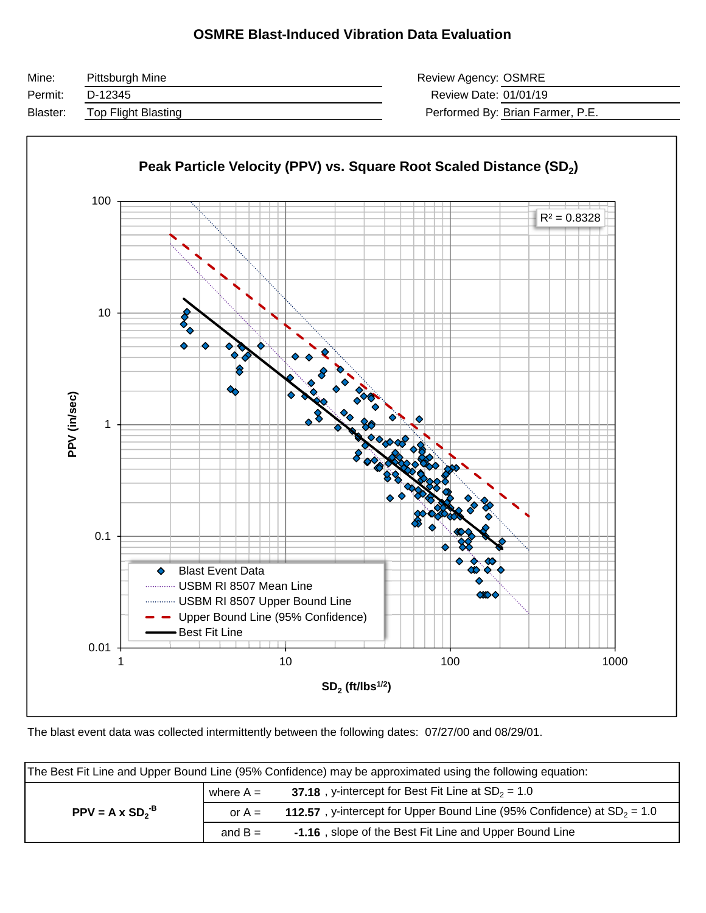# OSMRE Blast-Induced Vibration Data Evaluation

| Mine: | Pittsburgh Mine | Review Agency: | OSMRE |
|---|---|---|---|
| Permit: | D-12345 | Review Date: | 01/01/19 |
| Blaster: | Top Flight Blasting | Performed By: | Brian Farmer, P.E. |

**Peak Particle Velocity (PPV) vs. Square Root Scaled Distance ($SD_2$)**

$R^2 = 0.8328$

PPV (in/sec)

$SD_2$ (ft/lbs$^{1/2}$)

- Blast Event Data
- USBM RI 8507 Mean Line
- USBM RI 8507 Upper Bound Line
- Upper Bound Line (95% Confidence)
- Best Fit Line

The blast event data was collected intermittently between the following dates: 07/27/00 and 08/29/01.

| The Best Fit Line and Upper Bound Line (95% Confidence) may be approximated using the following equation: | | | |
|---|---|---|---|
| $PPV = A \times SD_2^{-B}$ | where A = | **37.18** | , y-intercept for Best Fit Line at $SD_2$ = 1.0 |
| | or A = | **112.57** | , y-intercept for Upper Bound Line (95% Confidence) at $SD_2$ = 1.0 |
| | and B = | **-1.16** | , slope of the Best Fit Line and Upper Bound Line |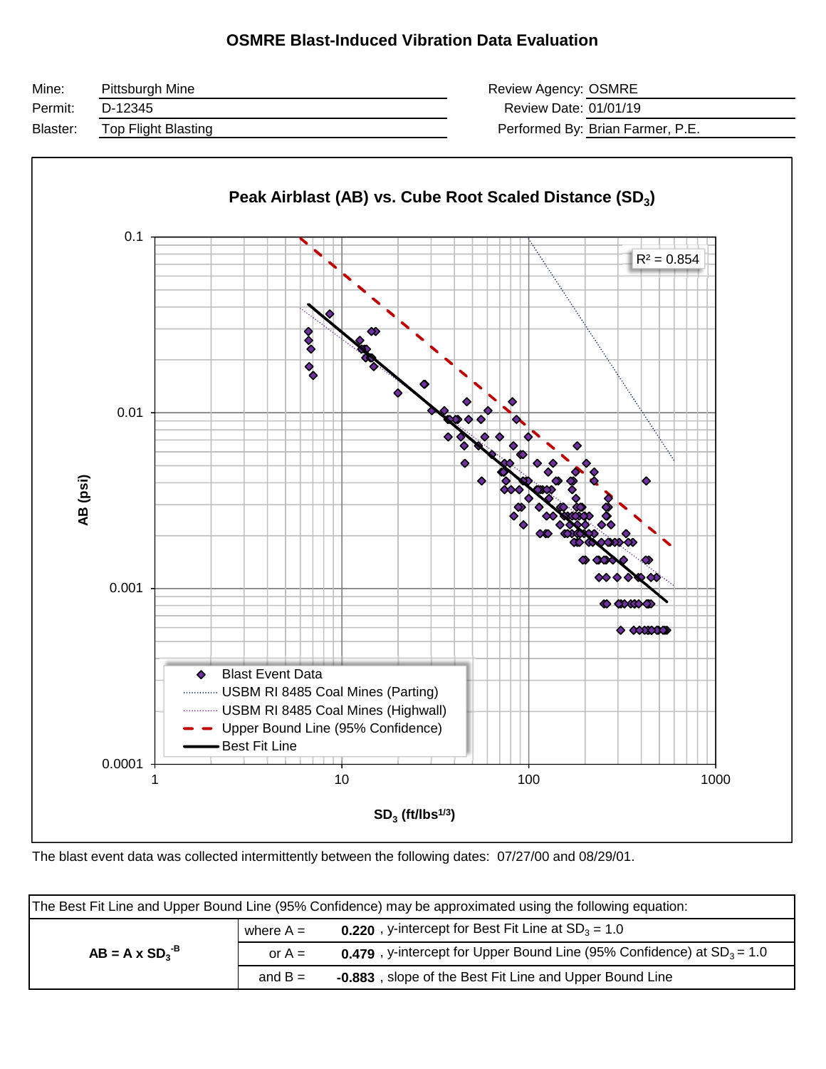# OSMRE Blast-Induced Vibration Data Evaluation

| | | | |
|---|---|---|---|
| Mine: | Pittsburgh Mine | Review Agency: | OSMRE |
| Permit: | D-12345 | Review Date: | 01/01/19 |
| Blaster: | Top Flight Blasting | Performed By: | Brian Farmer, P.E. |

**Peak Airblast (AB) vs. Cube Root Scaled Distance ($SD_3$)**

$R^2 = 0.854$

AB (psi): 0.1, 0.01, 0.001, 0.0001

$SD_3$ (ft/lbs$^{1/3}$): 1, 10, 100, 1000

- Blast Event Data
- USBM RI 8485 Coal Mines (Parting)
- USBM RI 8485 Coal Mines (Highwall)
- Upper Bound Line (95% Confidence)
- Best Fit Line

The blast event data was collected intermittently between the following dates: 07/27/00 and 08/29/01.

| The Best Fit Line and Upper Bound Line (95% Confidence) may be approximated using the following equation: | | |
|---|---|---|
| $AB = A \times SD_3^{-B}$ | where A = | **0.220** , y-intercept for Best Fit Line at $SD_3 = 1.0$ |
| | or A = | **0.479** , y-intercept for Upper Bound Line (95% Confidence) at $SD_3 = 1.0$ |
| | and B = | **-0.883** , slope of the Best Fit Line and Upper Bound Line |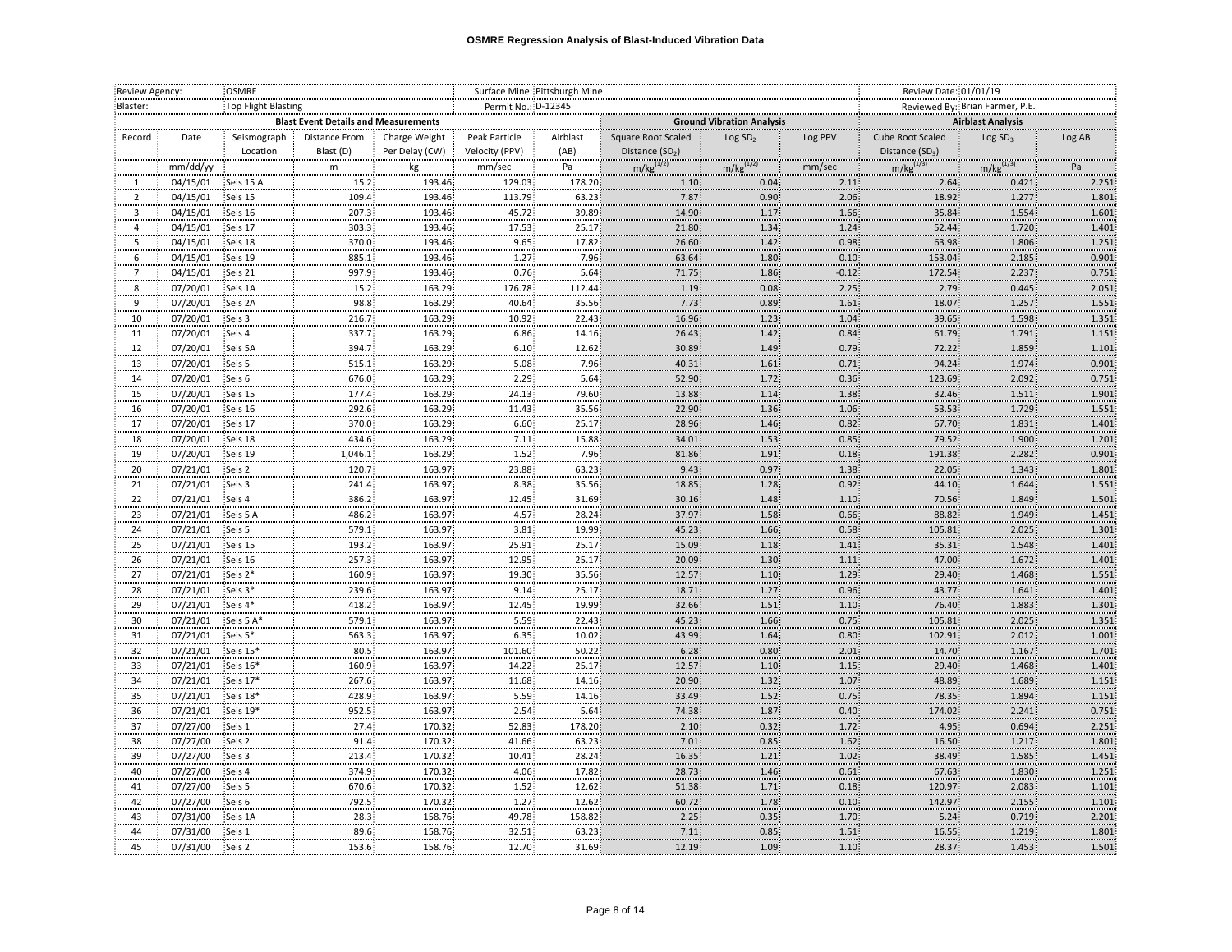# OSMRE Regression Analysis of Blast-Induced Vibration Data

| Review Agency: | | OSMRE | | | Surface Mine: | Pittsburgh Mine | | | | Review Date: | 01/01/19 | |
|---|---|---|---|---|---|---|---|---|---|---|---|---|
| Blaster: | | Top Flight Blasting | | | Permit No.: | D-12345 | | | | Reviewed By: | Brian Farmer, P.E. | |

| | | Blast Event Details and Measurements | | | | | Ground Vibration Analysis | | | Airblast Analysis | | |
|---|---|---|---|---|---|---|---|---|---|---|---|---|
| Record | Date | Seismograph Location | Distance From Blast (D) | Charge Weight Per Delay (CW) | Peak Particle Velocity (PPV) | Airblast (AB) | Square Root Scaled Distance ($SD_2$) | Log $SD_2$ | Log PPV | Cube Root Scaled Distance ($SD_3$) | Log $SD_3$ | Log AB |
| | mm/dd/yy | | m | kg | mm/sec | Pa | $m/kg^{(1/2)}$ | $m/kg^{(1/2)}$ | mm/sec | $m/kg^{(1/3)}$ | $m/kg^{(1/3)}$ | Pa |
| 1 | 04/15/01 | Seis 15 A | 15.2 | 193.46 | 129.03 | 178.20 | 1.10 | 0.04 | 2.11 | 2.64 | 0.421 | 2.251 |
| 2 | 04/15/01 | Seis 15 | 109.4 | 193.46 | 113.79 | 63.23 | 7.87 | 0.90 | 2.06 | 18.92 | 1.277 | 1.801 |
| 3 | 04/15/01 | Seis 16 | 207.3 | 193.46 | 45.72 | 39.89 | 14.90 | 1.17 | 1.66 | 35.84 | 1.554 | 1.601 |
| 4 | 04/15/01 | Seis 17 | 303.3 | 193.46 | 17.53 | 25.17 | 21.80 | 1.34 | 1.24 | 52.44 | 1.720 | 1.401 |
| 5 | 04/15/01 | Seis 18 | 370.0 | 193.46 | 9.65 | 17.82 | 26.60 | 1.42 | 0.98 | 63.98 | 1.806 | 1.251 |
| 6 | 04/15/01 | Seis 19 | 885.1 | 193.46 | 1.27 | 7.96 | 63.64 | 1.80 | 0.10 | 153.04 | 2.185 | 0.901 |
| 7 | 04/15/01 | Seis 21 | 997.9 | 193.46 | 0.76 | 5.64 | 71.75 | 1.86 | -0.12 | 172.54 | 2.237 | 0.751 |
| 8 | 07/20/01 | Seis 1A | 15.2 | 163.29 | 176.78 | 112.44 | 1.19 | 0.08 | 2.25 | 2.79 | 0.445 | 2.051 |
| 9 | 07/20/01 | Seis 2A | 98.8 | 163.29 | 40.64 | 35.56 | 7.73 | 0.89 | 1.61 | 18.07 | 1.257 | 1.551 |
| 10 | 07/20/01 | Seis 3 | 216.7 | 163.29 | 10.92 | 22.43 | 16.96 | 1.23 | 1.04 | 39.65 | 1.598 | 1.351 |
| 11 | 07/20/01 | Seis 4 | 337.7 | 163.29 | 6.86 | 14.16 | 26.43 | 1.42 | 0.84 | 61.79 | 1.791 | 1.151 |
| 12 | 07/20/01 | Seis 5A | 394.7 | 163.29 | 6.10 | 12.62 | 30.89 | 1.49 | 0.79 | 72.22 | 1.859 | 1.101 |
| 13 | 07/20/01 | Seis 5 | 515.1 | 163.29 | 5.08 | 7.96 | 40.31 | 1.61 | 0.71 | 94.24 | 1.974 | 0.901 |
| 14 | 07/20/01 | Seis 6 | 676.0 | 163.29 | 2.29 | 5.64 | 52.90 | 1.72 | 0.36 | 123.69 | 2.092 | 0.751 |
| 15 | 07/20/01 | Seis 15 | 177.4 | 163.29 | 24.13 | 79.60 | 13.88 | 1.14 | 1.38 | 32.46 | 1.511 | 1.901 |
| 16 | 07/20/01 | Seis 16 | 292.6 | 163.29 | 11.43 | 35.56 | 22.90 | 1.36 | 1.06 | 53.53 | 1.729 | 1.551 |
| 17 | 07/20/01 | Seis 17 | 370.0 | 163.29 | 6.60 | 25.17 | 28.96 | 1.46 | 0.82 | 67.70 | 1.831 | 1.401 |
| 18 | 07/20/01 | Seis 18 | 434.6 | 163.29 | 7.11 | 15.88 | 34.01 | 1.53 | 0.85 | 79.52 | 1.900 | 1.201 |
| 19 | 07/20/01 | Seis 19 | 1,046.1 | 163.29 | 1.52 | 7.96 | 81.86 | 1.91 | 0.18 | 191.38 | 2.282 | 0.901 |
| 20 | 07/21/01 | Seis 2 | 120.7 | 163.97 | 23.88 | 63.23 | 9.43 | 0.97 | 1.38 | 22.05 | 1.343 | 1.801 |
| 21 | 07/21/01 | Seis 3 | 241.4 | 163.97 | 8.38 | 35.56 | 18.85 | 1.28 | 0.92 | 44.10 | 1.644 | 1.551 |
| 22 | 07/21/01 | Seis 4 | 386.2 | 163.97 | 12.45 | 31.69 | 30.16 | 1.48 | 1.10 | 70.56 | 1.849 | 1.501 |
| 23 | 07/21/01 | Seis 5 A | 486.2 | 163.97 | 4.57 | 28.24 | 37.97 | 1.58 | 0.66 | 88.82 | 1.949 | 1.451 |
| 24 | 07/21/01 | Seis 5 | 579.1 | 163.97 | 3.81 | 19.99 | 45.23 | 1.66 | 0.58 | 105.81 | 2.025 | 1.301 |
| 25 | 07/21/01 | Seis 15 | 193.2 | 163.97 | 25.91 | 25.17 | 15.09 | 1.18 | 1.41 | 35.31 | 1.548 | 1.401 |
| 26 | 07/21/01 | Seis 16 | 257.3 | 163.97 | 12.95 | 25.17 | 20.09 | 1.30 | 1.11 | 47.00 | 1.672 | 1.401 |
| 27 | 07/21/01 | Seis 2* | 160.9 | 163.97 | 19.30 | 35.56 | 12.57 | 1.10 | 1.29 | 29.40 | 1.468 | 1.551 |
| 28 | 07/21/01 | Seis 3* | 239.6 | 163.97 | 9.14 | 25.17 | 18.71 | 1.27 | 0.96 | 43.77 | 1.641 | 1.401 |
| 29 | 07/21/01 | Seis 4* | 418.2 | 163.97 | 12.45 | 19.99 | 32.66 | 1.51 | 1.10 | 76.40 | 1.883 | 1.301 |
| 30 | 07/21/01 | Seis 5 A* | 579.1 | 163.97 | 5.59 | 22.43 | 45.23 | 1.66 | 0.75 | 105.81 | 2.025 | 1.351 |
| 31 | 07/21/01 | Seis 5* | 563.3 | 163.97 | 6.35 | 10.02 | 43.99 | 1.64 | 0.80 | 102.91 | 2.012 | 1.001 |
| 32 | 07/21/01 | Seis 15* | 80.5 | 163.97 | 101.60 | 50.22 | 6.28 | 0.80 | 2.01 | 14.70 | 1.167 | 1.701 |
| 33 | 07/21/01 | Seis 16* | 160.9 | 163.97 | 14.22 | 25.17 | 12.57 | 1.10 | 1.15 | 29.40 | 1.468 | 1.401 |
| 34 | 07/21/01 | Seis 17* | 267.6 | 163.97 | 11.68 | 14.16 | 20.90 | 1.32 | 1.07 | 48.89 | 1.689 | 1.151 |
| 35 | 07/21/01 | Seis 18* | 428.9 | 163.97 | 5.59 | 14.16 | 33.49 | 1.52 | 0.75 | 78.35 | 1.894 | 1.151 |
| 36 | 07/21/01 | Seis 19* | 952.5 | 163.97 | 2.54 | 5.64 | 74.38 | 1.87 | 0.40 | 174.02 | 2.241 | 0.751 |
| 37 | 07/27/00 | Seis 1 | 27.4 | 170.32 | 52.83 | 178.20 | 2.10 | 0.32 | 1.72 | 4.95 | 0.694 | 2.251 |
| 38 | 07/27/00 | Seis 2 | 91.4 | 170.32 | 41.66 | 63.23 | 7.01 | 0.85 | 1.62 | 16.50 | 1.217 | 1.801 |
| 39 | 07/27/00 | Seis 3 | 213.4 | 170.32 | 10.41 | 28.24 | 16.35 | 1.21 | 1.02 | 38.49 | 1.585 | 1.451 |
| 40 | 07/27/00 | Seis 4 | 374.9 | 170.32 | 4.06 | 17.82 | 28.73 | 1.46 | 0.61 | 67.63 | 1.830 | 1.251 |
| 41 | 07/27/00 | Seis 5 | 670.6 | 170.32 | 1.52 | 12.62 | 51.38 | 1.71 | 0.18 | 120.97 | 2.083 | 1.101 |
| 42 | 07/27/00 | Seis 6 | 792.5 | 170.32 | 1.27 | 12.62 | 60.72 | 1.78 | 0.10 | 142.97 | 2.155 | 1.101 |
| 43 | 07/31/00 | Seis 1A | 28.3 | 158.76 | 49.78 | 158.82 | 2.25 | 0.35 | 1.70 | 5.24 | 0.719 | 2.201 |
| 44 | 07/31/00 | Seis 1 | 89.6 | 158.76 | 32.51 | 63.23 | 7.11 | 0.85 | 1.51 | 16.55 | 1.219 | 1.801 |
| 45 | 07/31/00 | Seis 2 | 153.6 | 158.76 | 12.70 | 31.69 | 12.19 | 1.09 | 1.10 | 28.37 | 1.453 | 1.501 |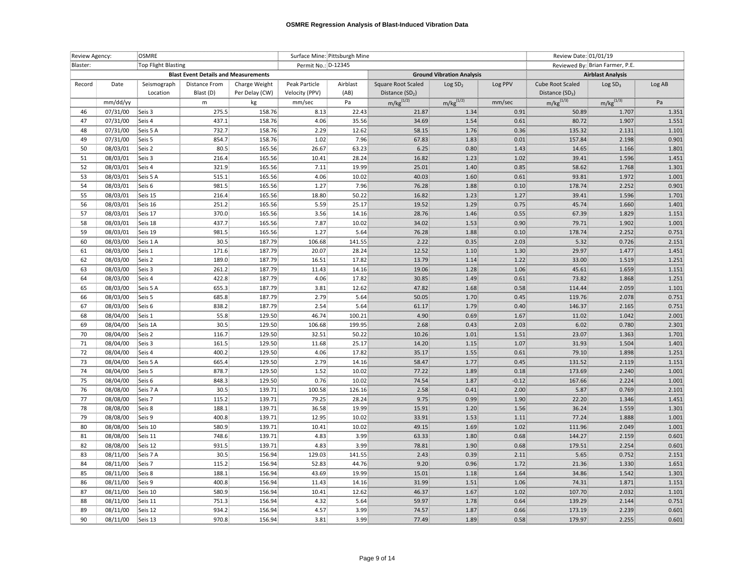# OSMRE Regression Analysis of Blast-Induced Vibration Data

| Review Agency: | | OSMRE | | | Surface Mine: | Pittsburgh Mine | | | | | Review Date: | 01/01/19 | |
|---|---|---|---|---|---|---|---|---|---|---|---|---|---|
| Blaster: | | Top Flight Blasting | | | Permit No.: | D-12345 | | | | | Reviewed By: | Brian Farmer, P.E. | |
| | | Blast Event Details and Measurements | | | | | Ground Vibration Analysis | | | | Airblast Analysis | | |
| Record | Date | Seismograph Location | Distance From Blast (D) | Charge Weight Per Delay (CW) | Peak Particle Velocity (PPV) | Airblast (AB) | Square Root Scaled Distance ($SD_2$) | Log $SD_2$ | Log PPV | | Cube Root Scaled Distance ($SD_3$) | Log $SD_3$ | Log AB |
| | mm/dd/yy | | m | kg | mm/sec | Pa | $m/kg^{(1/2)}$ | $m/kg^{(1/2)}$ | mm/sec | | $m/kg^{(1/3)}$ | $m/kg^{(1/3)}$ | Pa |
| 46 | 07/31/00 | Seis 3 | 275.5 | 158.76 | 8.13 | 22.43 | 21.87 | 1.34 | 0.91 | | 50.89 | 1.707 | 1.351 |
| 47 | 07/31/00 | Seis 4 | 437.1 | 158.76 | 4.06 | 35.56 | 34.69 | 1.54 | 0.61 | | 80.72 | 1.907 | 1.551 |
| 48 | 07/31/00 | Seis 5 A | 732.7 | 158.76 | 2.29 | 12.62 | 58.15 | 1.76 | 0.36 | | 135.32 | 2.131 | 1.101 |
| 49 | 07/31/00 | Seis 5 | 854.7 | 158.76 | 1.02 | 7.96 | 67.83 | 1.83 | 0.01 | | 157.84 | 2.198 | 0.901 |
| 50 | 08/03/01 | Seis 2 | 80.5 | 165.56 | 26.67 | 63.23 | 6.25 | 0.80 | 1.43 | | 14.65 | 1.166 | 1.801 |
| 51 | 08/03/01 | Seis 3 | 216.4 | 165.56 | 10.41 | 28.24 | 16.82 | 1.23 | 1.02 | | 39.41 | 1.596 | 1.451 |
| 52 | 08/03/01 | Seis 4 | 321.9 | 165.56 | 7.11 | 19.99 | 25.01 | 1.40 | 0.85 | | 58.62 | 1.768 | 1.301 |
| 53 | 08/03/01 | Seis 5 A | 515.1 | 165.56 | 4.06 | 10.02 | 40.03 | 1.60 | 0.61 | | 93.81 | 1.972 | 1.001 |
| 54 | 08/03/01 | Seis 6 | 981.5 | 165.56 | 1.27 | 7.96 | 76.28 | 1.88 | 0.10 | | 178.74 | 2.252 | 0.901 |
| 55 | 08/03/01 | Seis 15 | 216.4 | 165.56 | 18.80 | 50.22 | 16.82 | 1.23 | 1.27 | | 39.41 | 1.596 | 1.701 |
| 56 | 08/03/01 | Seis 16 | 251.2 | 165.56 | 5.59 | 25.17 | 19.52 | 1.29 | 0.75 | | 45.74 | 1.660 | 1.401 |
| 57 | 08/03/01 | Seis 17 | 370.0 | 165.56 | 3.56 | 14.16 | 28.76 | 1.46 | 0.55 | | 67.39 | 1.829 | 1.151 |
| 58 | 08/03/01 | Seis 18 | 437.7 | 165.56 | 7.87 | 10.02 | 34.02 | 1.53 | 0.90 | | 79.71 | 1.902 | 1.001 |
| 59 | 08/03/01 | Seis 19 | 981.5 | 165.56 | 1.27 | 5.64 | 76.28 | 1.88 | 0.10 | | 178.74 | 2.252 | 0.751 |
| 60 | 08/03/00 | Seis 1 A | 30.5 | 187.79 | 106.68 | 141.55 | 2.22 | 0.35 | 2.03 | | 5.32 | 0.726 | 2.151 |
| 61 | 08/03/00 | Seis 1 | 171.6 | 187.79 | 20.07 | 28.24 | 12.52 | 1.10 | 1.30 | | 29.97 | 1.477 | 1.451 |
| 62 | 08/03/00 | Seis 2 | 189.0 | 187.79 | 16.51 | 17.82 | 13.79 | 1.14 | 1.22 | | 33.00 | 1.519 | 1.251 |
| 63 | 08/03/00 | Seis 3 | 261.2 | 187.79 | 11.43 | 14.16 | 19.06 | 1.28 | 1.06 | | 45.61 | 1.659 | 1.151 |
| 64 | 08/03/00 | Seis 4 | 422.8 | 187.79 | 4.06 | 17.82 | 30.85 | 1.49 | 0.61 | | 73.82 | 1.868 | 1.251 |
| 65 | 08/03/00 | Seis 5 A | 655.3 | 187.79 | 3.81 | 12.62 | 47.82 | 1.68 | 0.58 | | 114.44 | 2.059 | 1.101 |
| 66 | 08/03/00 | Seis 5 | 685.8 | 187.79 | 2.79 | 5.64 | 50.05 | 1.70 | 0.45 | | 119.76 | 2.078 | 0.751 |
| 67 | 08/03/00 | Seis 6 | 838.2 | 187.79 | 2.54 | 5.64 | 61.17 | 1.79 | 0.40 | | 146.37 | 2.165 | 0.751 |
| 68 | 08/04/00 | Seis 1 | 55.8 | 129.50 | 46.74 | 100.21 | 4.90 | 0.69 | 1.67 | | 11.02 | 1.042 | 2.001 |
| 69 | 08/04/00 | Seis 1A | 30.5 | 129.50 | 106.68 | 199.95 | 2.68 | 0.43 | 2.03 | | 6.02 | 0.780 | 2.301 |
| 70 | 08/04/00 | Seis 2 | 116.7 | 129.50 | 32.51 | 50.22 | 10.26 | 1.01 | 1.51 | | 23.07 | 1.363 | 1.701 |
| 71 | 08/04/00 | Seis 3 | 161.5 | 129.50 | 11.68 | 25.17 | 14.20 | 1.15 | 1.07 | | 31.93 | 1.504 | 1.401 |
| 72 | 08/04/00 | Seis 4 | 400.2 | 129.50 | 4.06 | 17.82 | 35.17 | 1.55 | 0.61 | | 79.10 | 1.898 | 1.251 |
| 73 | 08/04/00 | Seis 5 A | 665.4 | 129.50 | 2.79 | 14.16 | 58.47 | 1.77 | 0.45 | | 131.52 | 2.119 | 1.151 |
| 74 | 08/04/00 | Seis 5 | 878.7 | 129.50 | 1.52 | 10.02 | 77.22 | 1.89 | 0.18 | | 173.69 | 2.240 | 1.001 |
| 75 | 08/04/00 | Seis 6 | 848.3 | 129.50 | 0.76 | 10.02 | 74.54 | 1.87 | -0.12 | | 167.66 | 2.224 | 1.001 |
| 76 | 08/08/00 | Seis 7 A | 30.5 | 139.71 | 100.58 | 126.16 | 2.58 | 0.41 | 2.00 | | 5.87 | 0.769 | 2.101 |
| 77 | 08/08/00 | Seis 7 | 115.2 | 139.71 | 79.25 | 28.24 | 9.75 | 0.99 | 1.90 | | 22.20 | 1.346 | 1.451 |
| 78 | 08/08/00 | Seis 8 | 188.1 | 139.71 | 36.58 | 19.99 | 15.91 | 1.20 | 1.56 | | 36.24 | 1.559 | 1.301 |
| 79 | 08/08/00 | Seis 9 | 400.8 | 139.71 | 12.95 | 10.02 | 33.91 | 1.53 | 1.11 | | 77.24 | 1.888 | 1.001 |
| 80 | 08/08/00 | Seis 10 | 580.9 | 139.71 | 10.41 | 10.02 | 49.15 | 1.69 | 1.02 | | 111.96 | 2.049 | 1.001 |
| 81 | 08/08/00 | Seis 11 | 748.6 | 139.71 | 4.83 | 3.99 | 63.33 | 1.80 | 0.68 | | 144.27 | 2.159 | 0.601 |
| 82 | 08/08/00 | Seis 12 | 931.5 | 139.71 | 4.83 | 3.99 | 78.81 | 1.90 | 0.68 | | 179.51 | 2.254 | 0.601 |
| 83 | 08/11/00 | Seis 7 A | 30.5 | 156.94 | 129.03 | 141.55 | 2.43 | 0.39 | 2.11 | | 5.65 | 0.752 | 2.151 |
| 84 | 08/11/00 | Seis 7 | 115.2 | 156.94 | 52.83 | 44.76 | 9.20 | 0.96 | 1.72 | | 21.36 | 1.330 | 1.651 |
| 85 | 08/11/00 | Seis 8 | 188.1 | 156.94 | 43.69 | 19.99 | 15.01 | 1.18 | 1.64 | | 34.86 | 1.542 | 1.301 |
| 86 | 08/11/00 | Seis 9 | 400.8 | 156.94 | 11.43 | 14.16 | 31.99 | 1.51 | 1.06 | | 74.31 | 1.871 | 1.151 |
| 87 | 08/11/00 | Seis 10 | 580.9 | 156.94 | 10.41 | 12.62 | 46.37 | 1.67 | 1.02 | | 107.70 | 2.032 | 1.101 |
| 88 | 08/11/00 | Seis 11 | 751.3 | 156.94 | 4.32 | 5.64 | 59.97 | 1.78 | 0.64 | | 139.29 | 2.144 | 0.751 |
| 89 | 08/11/00 | Seis 12 | 934.2 | 156.94 | 4.57 | 3.99 | 74.57 | 1.87 | 0.66 | | 173.19 | 2.239 | 0.601 |
| 90 | 08/11/00 | Seis 13 | 970.8 | 156.94 | 3.81 | 3.99 | 77.49 | 1.89 | 0.58 | | 179.97 | 2.255 | 0.601 |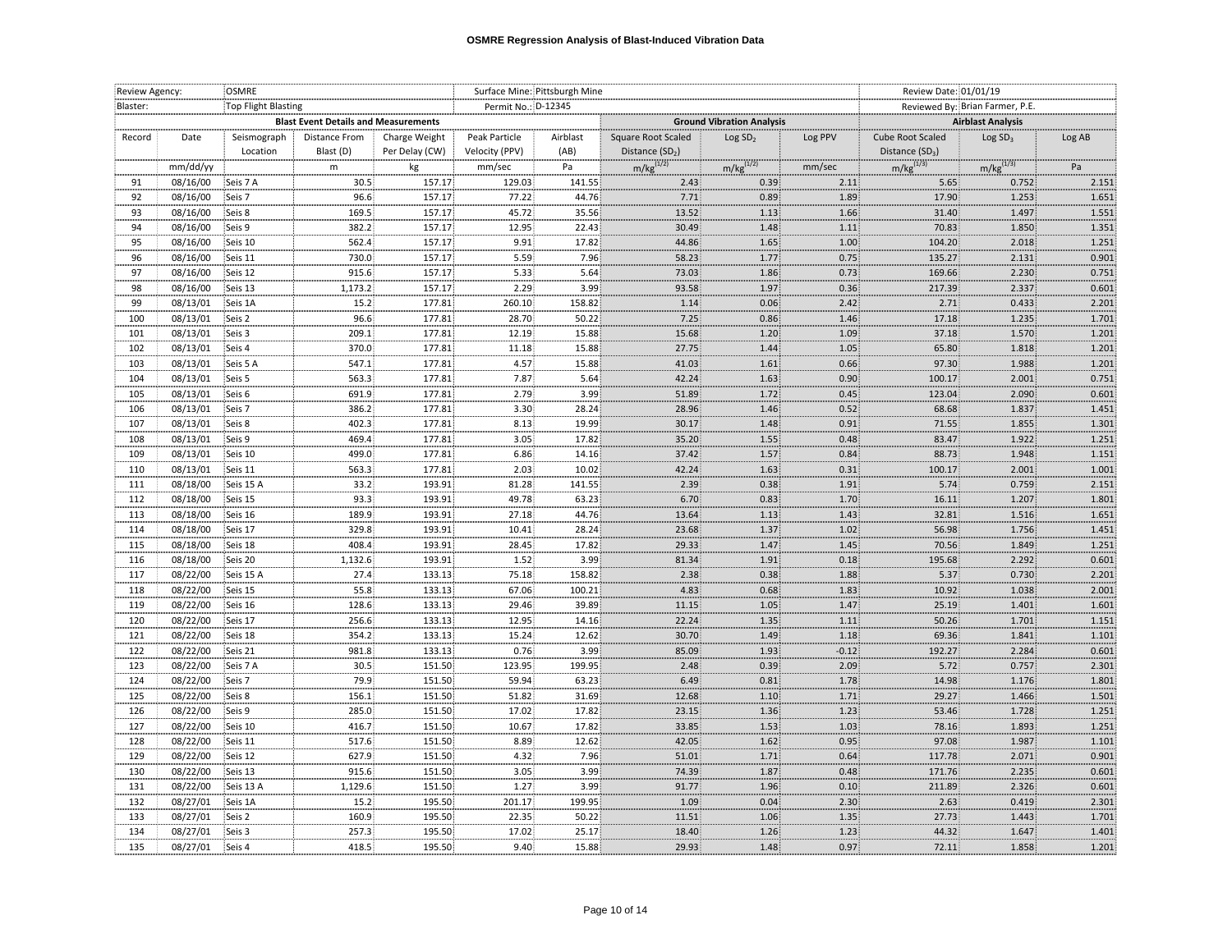# OSMRE Regression Analysis of Blast-Induced Vibration Data

| Review Agency: | | OSMRE | | | Surface Mine: | Pittsburgh Mine | | | | Review Date: | 01/01/19 | |
|---|---|---|---|---|---|---|---|---|---|---|---|---|
| Blaster: | | Top Flight Blasting | | | Permit No.: | D-12345 | | | | Reviewed By: | Brian Farmer, P.E. | |
| Blast Event Details and Measurements | | | | | | | Ground Vibration Analysis | | | Airblast Analysis | | |
| Record | Date | Seismograph Location | Distance From Blast (D) | Charge Weight Per Delay (CW) | Peak Particle Velocity (PPV) | Airblast (AB) | Square Root Scaled Distance ($SD_2$) | Log $SD_2$ | Log PPV | Cube Root Scaled Distance ($SD_3$) | Log $SD_3$ | Log AB |
| | mm/dd/yy | | m | kg | mm/sec | Pa | $m/kg^{(1/2)}$ | $m/kg^{(1/2)}$ | mm/sec | $m/kg^{(1/3)}$ | $m/kg^{(1/3)}$ | Pa |
| 91 | 08/16/00 | Seis 7 A | 30.5 | 157.17 | 129.03 | 141.55 | 2.43 | 0.39 | 2.11 | 5.65 | 0.752 | 2.151 |
| 92 | 08/16/00 | Seis 7 | 96.6 | 157.17 | 77.22 | 44.76 | 7.71 | 0.89 | 1.89 | 17.90 | 1.253 | 1.651 |
| 93 | 08/16/00 | Seis 8 | 169.5 | 157.17 | 45.72 | 35.56 | 13.52 | 1.13 | 1.66 | 31.40 | 1.497 | 1.551 |
| 94 | 08/16/00 | Seis 9 | 382.2 | 157.17 | 12.95 | 22.43 | 30.49 | 1.48 | 1.11 | 70.83 | 1.850 | 1.351 |
| 95 | 08/16/00 | Seis 10 | 562.4 | 157.17 | 9.91 | 17.82 | 44.86 | 1.65 | 1.00 | 104.20 | 2.018 | 1.251 |
| 96 | 08/16/00 | Seis 11 | 730.0 | 157.17 | 5.59 | 7.96 | 58.23 | 1.77 | 0.75 | 135.27 | 2.131 | 0.901 |
| 97 | 08/16/00 | Seis 12 | 915.6 | 157.17 | 5.33 | 5.64 | 73.03 | 1.86 | 0.73 | 169.66 | 2.230 | 0.751 |
| 98 | 08/16/00 | Seis 13 | 1,173.2 | 157.17 | 2.29 | 3.99 | 93.58 | 1.97 | 0.36 | 217.39 | 2.337 | 0.601 |
| 99 | 08/13/01 | Seis 1A | 15.2 | 177.81 | 260.10 | 158.82 | 1.14 | 0.06 | 2.42 | 2.71 | 0.433 | 2.201 |
| 100 | 08/13/01 | Seis 2 | 96.6 | 177.81 | 28.70 | 50.22 | 7.25 | 0.86 | 1.46 | 17.18 | 1.235 | 1.701 |
| 101 | 08/13/01 | Seis 3 | 209.1 | 177.81 | 12.19 | 15.88 | 15.68 | 1.20 | 1.09 | 37.18 | 1.570 | 1.201 |
| 102 | 08/13/01 | Seis 4 | 370.0 | 177.81 | 11.18 | 15.88 | 27.75 | 1.44 | 1.05 | 65.80 | 1.818 | 1.201 |
| 103 | 08/13/01 | Seis 5 A | 547.1 | 177.81 | 4.57 | 15.88 | 41.03 | 1.61 | 0.66 | 97.30 | 1.988 | 1.201 |
| 104 | 08/13/01 | Seis 5 | 563.3 | 177.81 | 7.87 | 5.64 | 42.24 | 1.63 | 0.90 | 100.17 | 2.001 | 0.751 |
| 105 | 08/13/01 | Seis 6 | 691.9 | 177.81 | 2.79 | 3.99 | 51.89 | 1.72 | 0.45 | 123.04 | 2.090 | 0.601 |
| 106 | 08/13/01 | Seis 7 | 386.2 | 177.81 | 3.30 | 28.24 | 28.96 | 1.46 | 0.52 | 68.68 | 1.837 | 1.451 |
| 107 | 08/13/01 | Seis 8 | 402.3 | 177.81 | 8.13 | 19.99 | 30.17 | 1.48 | 0.91 | 71.55 | 1.855 | 1.301 |
| 108 | 08/13/01 | Seis 9 | 469.4 | 177.81 | 3.05 | 17.82 | 35.20 | 1.55 | 0.48 | 83.47 | 1.922 | 1.251 |
| 109 | 08/13/01 | Seis 10 | 499.0 | 177.81 | 6.86 | 14.16 | 37.42 | 1.57 | 0.84 | 88.73 | 1.948 | 1.151 |
| 110 | 08/13/01 | Seis 11 | 563.3 | 177.81 | 2.03 | 10.02 | 42.24 | 1.63 | 0.31 | 100.17 | 2.001 | 1.001 |
| 111 | 08/18/00 | Seis 15 A | 33.2 | 193.91 | 81.28 | 141.55 | 2.39 | 0.38 | 1.91 | 5.74 | 0.759 | 2.151 |
| 112 | 08/18/00 | Seis 15 | 93.3 | 193.91 | 49.78 | 63.23 | 6.70 | 0.83 | 1.70 | 16.11 | 1.207 | 1.801 |
| 113 | 08/18/00 | Seis 16 | 189.9 | 193.91 | 27.18 | 44.76 | 13.64 | 1.13 | 1.43 | 32.81 | 1.516 | 1.651 |
| 114 | 08/18/00 | Seis 17 | 329.8 | 193.91 | 10.41 | 28.24 | 23.68 | 1.37 | 1.02 | 56.98 | 1.756 | 1.451 |
| 115 | 08/18/00 | Seis 18 | 408.4 | 193.91 | 28.45 | 17.82 | 29.33 | 1.47 | 1.45 | 70.56 | 1.849 | 1.251 |
| 116 | 08/18/00 | Seis 20 | 1,132.6 | 193.91 | 1.52 | 3.99 | 81.34 | 1.91 | 0.18 | 195.68 | 2.292 | 0.601 |
| 117 | 08/22/00 | Seis 15 A | 27.4 | 133.13 | 75.18 | 158.82 | 2.38 | 0.38 | 1.88 | 5.37 | 0.730 | 2.201 |
| 118 | 08/22/00 | Seis 15 | 55.8 | 133.13 | 67.06 | 100.21 | 4.83 | 0.68 | 1.83 | 10.92 | 1.038 | 2.001 |
| 119 | 08/22/00 | Seis 16 | 128.6 | 133.13 | 29.46 | 39.89 | 11.15 | 1.05 | 1.47 | 25.19 | 1.401 | 1.601 |
| 120 | 08/22/00 | Seis 17 | 256.6 | 133.13 | 12.95 | 14.16 | 22.24 | 1.35 | 1.11 | 50.26 | 1.701 | 1.151 |
| 121 | 08/22/00 | Seis 18 | 354.2 | 133.13 | 15.24 | 12.62 | 30.70 | 1.49 | 1.18 | 69.36 | 1.841 | 1.101 |
| 122 | 08/22/00 | Seis 21 | 981.8 | 133.13 | 0.76 | 3.99 | 85.09 | 1.93 | -0.12 | 192.27 | 2.284 | 0.601 |
| 123 | 08/22/00 | Seis 7 A | 30.5 | 151.50 | 123.95 | 199.95 | 2.48 | 0.39 | 2.09 | 5.72 | 0.757 | 2.301 |
| 124 | 08/22/00 | Seis 7 | 79.9 | 151.50 | 59.94 | 63.23 | 6.49 | 0.81 | 1.78 | 14.98 | 1.176 | 1.801 |
| 125 | 08/22/00 | Seis 8 | 156.1 | 151.50 | 51.82 | 31.69 | 12.68 | 1.10 | 1.71 | 29.27 | 1.466 | 1.501 |
| 126 | 08/22/00 | Seis 9 | 285.0 | 151.50 | 17.02 | 17.82 | 23.15 | 1.36 | 1.23 | 53.46 | 1.728 | 1.251 |
| 127 | 08/22/00 | Seis 10 | 416.7 | 151.50 | 10.67 | 17.82 | 33.85 | 1.53 | 1.03 | 78.16 | 1.893 | 1.251 |
| 128 | 08/22/00 | Seis 11 | 517.6 | 151.50 | 8.89 | 12.62 | 42.05 | 1.62 | 0.95 | 97.08 | 1.987 | 1.101 |
| 129 | 08/22/00 | Seis 12 | 627.9 | 151.50 | 4.32 | 7.96 | 51.01 | 1.71 | 0.64 | 117.78 | 2.071 | 0.901 |
| 130 | 08/22/00 | Seis 13 | 915.6 | 151.50 | 3.05 | 3.99 | 74.39 | 1.87 | 0.48 | 171.76 | 2.235 | 0.601 |
| 131 | 08/22/00 | Seis 13 A | 1,129.6 | 151.50 | 1.27 | 3.99 | 91.77 | 1.96 | 0.10 | 211.89 | 2.326 | 0.601 |
| 132 | 08/27/01 | Seis 1A | 15.2 | 195.50 | 201.17 | 199.95 | 1.09 | 0.04 | 2.30 | 2.63 | 0.419 | 2.301 |
| 133 | 08/27/01 | Seis 2 | 160.9 | 195.50 | 22.35 | 50.22 | 11.51 | 1.06 | 1.35 | 27.73 | 1.443 | 1.701 |
| 134 | 08/27/01 | Seis 3 | 257.3 | 195.50 | 17.02 | 25.17 | 18.40 | 1.26 | 1.23 | 44.32 | 1.647 | 1.401 |
| 135 | 08/27/01 | Seis 4 | 418.5 | 195.50 | 9.40 | 15.88 | 29.93 | 1.48 | 0.97 | 72.11 | 1.858 | 1.201 |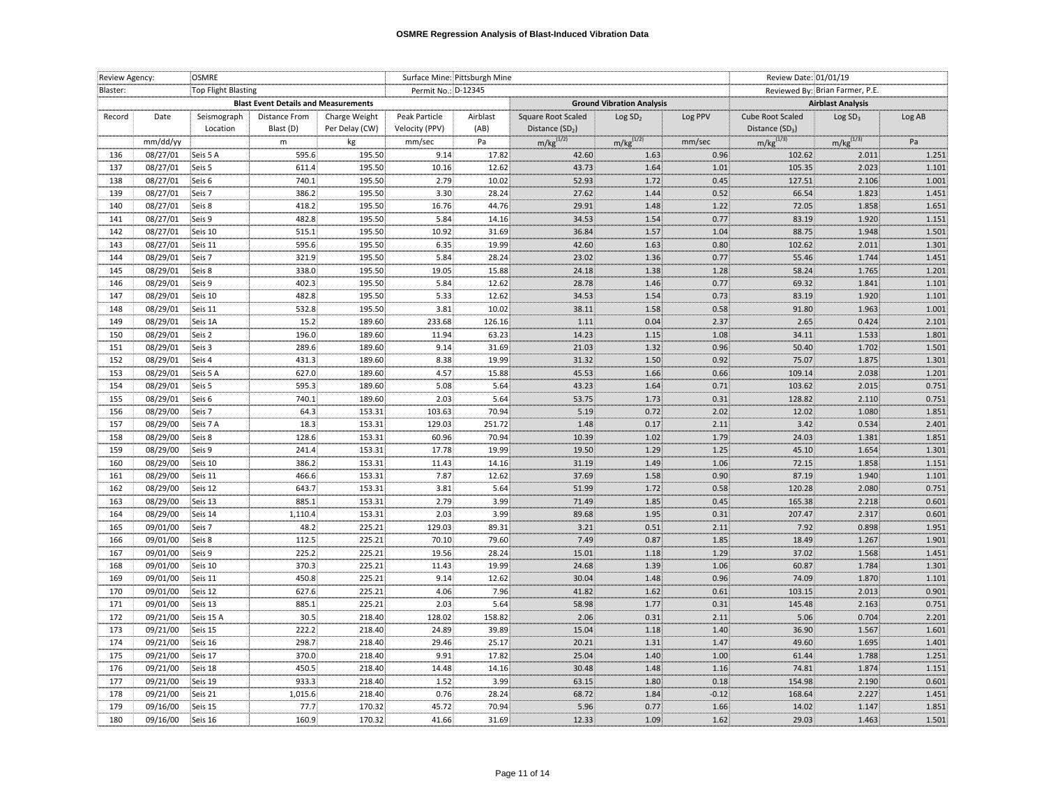# OSMRE Regression Analysis of Blast-Induced Vibration Data

| Review Agency: | | OSMRE | | | Surface Mine: | Pittsburgh Mine | | | | Review Date: | 01/01/19 | |
|---|---|---|---|---|---|---|---|---|---|---|---|---|
| Blaster: | | Top Flight Blasting | | | Permit No.: | D-12345 | | | | Reviewed By: | Brian Farmer, P.E. | |

| | | Blast Event Details and Measurements | | | | | Ground Vibration Analysis | | | Airblast Analysis | | |
|---|---|---|---|---|---|---|---|---|---|---|---|---|
| Record | Date | Seismograph Location | Distance From Blast (D) | Charge Weight Per Delay (CW) | Peak Particle Velocity (PPV) | Airblast (AB) | Square Root Scaled Distance ($SD_2$) | Log $SD_2$ | Log PPV | Cube Root Scaled Distance ($SD_3$) | Log $SD_3$ | Log AB |
| | mm/dd/yy | | m | kg | mm/sec | Pa | $m/kg^{(1/2)}$ | $m/kg^{(1/2)}$ | mm/sec | $m/kg^{(1/3)}$ | $m/kg^{(1/3)}$ | Pa |
| 136 | 08/27/01 | Seis 5 A | 595.6 | 195.50 | 9.14 | 17.82 | 42.60 | 1.63 | 0.96 | 102.62 | 2.011 | 1.251 |
| 137 | 08/27/01 | Seis 5 | 611.4 | 195.50 | 10.16 | 12.62 | 43.73 | 1.64 | 1.01 | 105.35 | 2.023 | 1.101 |
| 138 | 08/27/01 | Seis 6 | 740.1 | 195.50 | 2.79 | 10.02 | 52.93 | 1.72 | 0.45 | 127.51 | 2.106 | 1.001 |
| 139 | 08/27/01 | Seis 7 | 386.2 | 195.50 | 3.30 | 28.24 | 27.62 | 1.44 | 0.52 | 66.54 | 1.823 | 1.451 |
| 140 | 08/27/01 | Seis 8 | 418.2 | 195.50 | 16.76 | 44.76 | 29.91 | 1.48 | 1.22 | 72.05 | 1.858 | 1.651 |
| 141 | 08/27/01 | Seis 9 | 482.8 | 195.50 | 5.84 | 14.16 | 34.53 | 1.54 | 0.77 | 83.19 | 1.920 | 1.151 |
| 142 | 08/27/01 | Seis 10 | 515.1 | 195.50 | 10.92 | 31.69 | 36.84 | 1.57 | 1.04 | 88.75 | 1.948 | 1.501 |
| 143 | 08/27/01 | Seis 11 | 595.6 | 195.50 | 6.35 | 19.99 | 42.60 | 1.63 | 0.80 | 102.62 | 2.011 | 1.301 |
| 144 | 08/29/01 | Seis 7 | 321.9 | 195.50 | 5.84 | 28.24 | 23.02 | 1.36 | 0.77 | 55.46 | 1.744 | 1.451 |
| 145 | 08/29/01 | Seis 8 | 338.0 | 195.50 | 19.05 | 15.88 | 24.18 | 1.38 | 1.28 | 58.24 | 1.765 | 1.201 |
| 146 | 08/29/01 | Seis 9 | 402.3 | 195.50 | 5.84 | 12.62 | 28.78 | 1.46 | 0.77 | 69.32 | 1.841 | 1.101 |
| 147 | 08/29/01 | Seis 10 | 482.8 | 195.50 | 5.33 | 12.62 | 34.53 | 1.54 | 0.73 | 83.19 | 1.920 | 1.101 |
| 148 | 08/29/01 | Seis 11 | 532.8 | 195.50 | 3.81 | 10.02 | 38.11 | 1.58 | 0.58 | 91.80 | 1.963 | 1.001 |
| 149 | 08/29/01 | Seis 1A | 15.2 | 189.60 | 233.68 | 126.16 | 1.11 | 0.04 | 2.37 | 2.65 | 0.424 | 2.101 |
| 150 | 08/29/01 | Seis 2 | 196.0 | 189.60 | 11.94 | 63.23 | 14.23 | 1.15 | 1.08 | 34.11 | 1.533 | 1.801 |
| 151 | 08/29/01 | Seis 3 | 289.6 | 189.60 | 9.14 | 31.69 | 21.03 | 1.32 | 0.96 | 50.40 | 1.702 | 1.501 |
| 152 | 08/29/01 | Seis 4 | 431.3 | 189.60 | 8.38 | 19.99 | 31.32 | 1.50 | 0.92 | 75.07 | 1.875 | 1.301 |
| 153 | 08/29/01 | Seis 5 A | 627.0 | 189.60 | 4.57 | 15.88 | 45.53 | 1.66 | 0.66 | 109.14 | 2.038 | 1.201 |
| 154 | 08/29/01 | Seis 5 | 595.3 | 189.60 | 5.08 | 5.64 | 43.23 | 1.64 | 0.71 | 103.62 | 2.015 | 0.751 |
| 155 | 08/29/01 | Seis 6 | 740.1 | 189.60 | 2.03 | 5.64 | 53.75 | 1.73 | 0.31 | 128.82 | 2.110 | 0.751 |
| 156 | 08/29/00 | Seis 7 | 64.3 | 153.31 | 103.63 | 70.94 | 5.19 | 0.72 | 2.02 | 12.02 | 1.080 | 1.851 |
| 157 | 08/29/00 | Seis 7 A | 18.3 | 153.31 | 129.03 | 251.72 | 1.48 | 0.17 | 2.11 | 3.42 | 0.534 | 2.401 |
| 158 | 08/29/00 | Seis 8 | 128.6 | 153.31 | 60.96 | 70.94 | 10.39 | 1.02 | 1.79 | 24.03 | 1.381 | 1.851 |
| 159 | 08/29/00 | Seis 9 | 241.4 | 153.31 | 17.78 | 19.99 | 19.50 | 1.29 | 1.25 | 45.10 | 1.654 | 1.301 |
| 160 | 08/29/00 | Seis 10 | 386.2 | 153.31 | 11.43 | 14.16 | 31.19 | 1.49 | 1.06 | 72.15 | 1.858 | 1.151 |
| 161 | 08/29/00 | Seis 11 | 466.6 | 153.31 | 7.87 | 12.62 | 37.69 | 1.58 | 0.90 | 87.19 | 1.940 | 1.101 |
| 162 | 08/29/00 | Seis 12 | 643.7 | 153.31 | 3.81 | 5.64 | 51.99 | 1.72 | 0.58 | 120.28 | 2.080 | 0.751 |
| 163 | 08/29/00 | Seis 13 | 885.1 | 153.31 | 2.79 | 3.99 | 71.49 | 1.85 | 0.45 | 165.38 | 2.218 | 0.601 |
| 164 | 08/29/00 | Seis 14 | 1,110.4 | 153.31 | 2.03 | 3.99 | 89.68 | 1.95 | 0.31 | 207.47 | 2.317 | 0.601 |
| 165 | 09/01/00 | Seis 7 | 48.2 | 225.21 | 129.03 | 89.31 | 3.21 | 0.51 | 2.11 | 7.92 | 0.898 | 1.951 |
| 166 | 09/01/00 | Seis 8 | 112.5 | 225.21 | 70.10 | 79.60 | 7.49 | 0.87 | 1.85 | 18.49 | 1.267 | 1.901 |
| 167 | 09/01/00 | Seis 9 | 225.2 | 225.21 | 19.56 | 28.24 | 15.01 | 1.18 | 1.29 | 37.02 | 1.568 | 1.451 |
| 168 | 09/01/00 | Seis 10 | 370.3 | 225.21 | 11.43 | 19.99 | 24.68 | 1.39 | 1.06 | 60.87 | 1.784 | 1.301 |
| 169 | 09/01/00 | Seis 11 | 450.8 | 225.21 | 9.14 | 12.62 | 30.04 | 1.48 | 0.96 | 74.09 | 1.870 | 1.101 |
| 170 | 09/01/00 | Seis 12 | 627.6 | 225.21 | 4.06 | 7.96 | 41.82 | 1.62 | 0.61 | 103.15 | 2.013 | 0.901 |
| 171 | 09/01/00 | Seis 13 | 885.1 | 225.21 | 2.03 | 5.64 | 58.98 | 1.77 | 0.31 | 145.48 | 2.163 | 0.751 |
| 172 | 09/21/00 | Seis 15 A | 30.5 | 218.40 | 128.02 | 158.82 | 2.06 | 0.31 | 2.11 | 5.06 | 0.704 | 2.201 |
| 173 | 09/21/00 | Seis 15 | 222.2 | 218.40 | 24.89 | 39.89 | 15.04 | 1.18 | 1.40 | 36.90 | 1.567 | 1.601 |
| 174 | 09/21/00 | Seis 16 | 298.7 | 218.40 | 29.46 | 25.17 | 20.21 | 1.31 | 1.47 | 49.60 | 1.695 | 1.401 |
| 175 | 09/21/00 | Seis 17 | 370.0 | 218.40 | 9.91 | 17.82 | 25.04 | 1.40 | 1.00 | 61.44 | 1.788 | 1.251 |
| 176 | 09/21/00 | Seis 18 | 450.5 | 218.40 | 14.48 | 14.16 | 30.48 | 1.48 | 1.16 | 74.81 | 1.874 | 1.151 |
| 177 | 09/21/00 | Seis 19 | 933.3 | 218.40 | 1.52 | 3.99 | 63.15 | 1.80 | 0.18 | 154.98 | 2.190 | 0.601 |
| 178 | 09/21/00 | Seis 21 | 1,015.6 | 218.40 | 0.76 | 28.24 | 68.72 | 1.84 | -0.12 | 168.64 | 2.227 | 1.451 |
| 179 | 09/16/00 | Seis 15 | 77.7 | 170.32 | 45.72 | 70.94 | 5.96 | 0.77 | 1.66 | 14.02 | 1.147 | 1.851 |
| 180 | 09/16/00 | Seis 16 | 160.9 | 170.32 | 41.66 | 31.69 | 12.33 | 1.09 | 1.62 | 29.03 | 1.463 | 1.501 |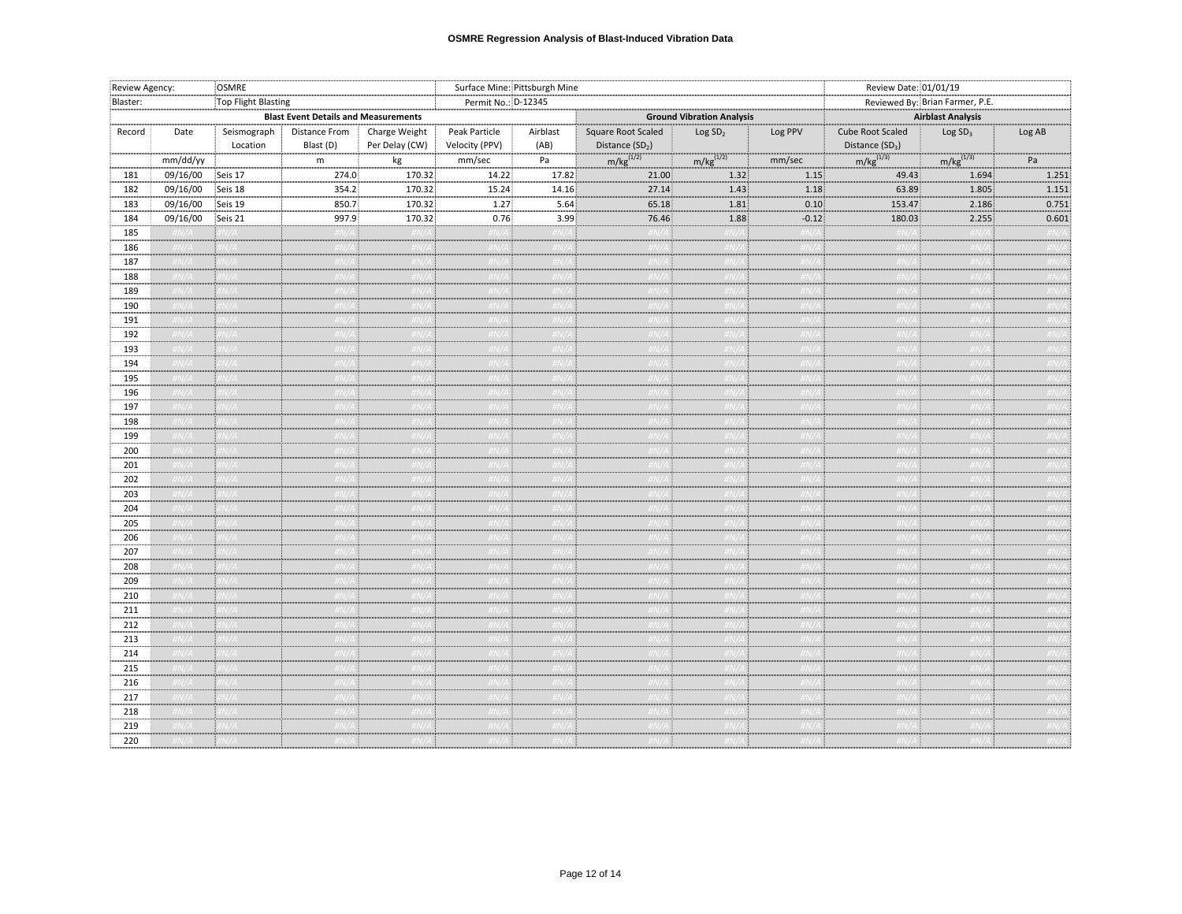# OSMRE Regression Analysis of Blast-Induced Vibration Data

| Review Agency: | OSMRE | | | Surface Mine: | Pittsburgh Mine | | | | Review Date: | 01/01/19 | |
|---|---|---|---|---|---|---|---|---|---|---|---|
| Blaster: | Top Flight Blasting | | | Permit No.: | D-12345 | | | | Reviewed By: | Brian Farmer, P.E. | |

| Blast Event Details and Measurements | | | | | | | Ground Vibration Analysis | | | Airblast Analysis | | |
|---|---|---|---|---|---|---|---|---|---|---|---|---|
| Record | Date | Seismograph Location | Distance From Blast (D) | Charge Weight Per Delay (CW) | Peak Particle Velocity (PPV) | Airblast (AB) | Square Root Scaled Distance ($SD_2$) | Log $SD_2$ | Log PPV | Cube Root Scaled Distance ($SD_3$) | Log $SD_3$ | Log AB |
| | mm/dd/yy | | m | kg | mm/sec | Pa | $m/kg^{(1/2)}$ | $m/kg^{(1/2)}$ | mm/sec | $m/kg^{(1/3)}$ | $m/kg^{(1/3)}$ | Pa |
| 181 | 09/16/00 | Seis 17 | 274.0 | 170.32 | 14.22 | 17.82 | 21.00 | 1.32 | 1.15 | 49.43 | 1.694 | 1.251 |
| 182 | 09/16/00 | Seis 18 | 354.2 | 170.32 | 15.24 | 14.16 | 27.14 | 1.43 | 1.18 | 63.89 | 1.805 | 1.151 |
| 183 | 09/16/00 | Seis 19 | 850.7 | 170.32 | 1.27 | 5.64 | 65.18 | 1.81 | 0.10 | 153.47 | 2.186 | 0.751 |
| 184 | 09/16/00 | Seis 21 | 997.9 | 170.32 | 0.76 | 3.99 | 76.46 | 1.88 | -0.12 | 180.03 | 2.255 | 0.601 |
| 185 | #N/A | #N/A | #N/A | #N/A | #N/A | #N/A | #N/A | #N/A | #N/A | #N/A | #N/A | #N/A |
| 186 | #N/A | #N/A | #N/A | #N/A | #N/A | #N/A | #N/A | #N/A | #N/A | #N/A | #N/A | #N/A |
| 187 | #N/A | #N/A | #N/A | #N/A | #N/A | #N/A | #N/A | #N/A | #N/A | #N/A | #N/A | #N/A |
| 188 | #N/A | #N/A | #N/A | #N/A | #N/A | #N/A | #N/A | #N/A | #N/A | #N/A | #N/A | #N/A |
| 189 | #N/A | #N/A | #N/A | #N/A | #N/A | #N/A | #N/A | #N/A | #N/A | #N/A | #N/A | #N/A |
| 190 | #N/A | #N/A | #N/A | #N/A | #N/A | #N/A | #N/A | #N/A | #N/A | #N/A | #N/A | #N/A |
| 191 | #N/A | #N/A | #N/A | #N/A | #N/A | #N/A | #N/A | #N/A | #N/A | #N/A | #N/A | #N/A |
| 192 | #N/A | #N/A | #N/A | #N/A | #N/A | #N/A | #N/A | #N/A | #N/A | #N/A | #N/A | #N/A |
| 193 | #N/A | #N/A | #N/A | #N/A | #N/A | #N/A | #N/A | #N/A | #N/A | #N/A | #N/A | #N/A |
| 194 | #N/A | #N/A | #N/A | #N/A | #N/A | #N/A | #N/A | #N/A | #N/A | #N/A | #N/A | #N/A |
| 195 | #N/A | #N/A | #N/A | #N/A | #N/A | #N/A | #N/A | #N/A | #N/A | #N/A | #N/A | #N/A |
| 196 | #N/A | #N/A | #N/A | #N/A | #N/A | #N/A | #N/A | #N/A | #N/A | #N/A | #N/A | #N/A |
| 197 | #N/A | #N/A | #N/A | #N/A | #N/A | #N/A | #N/A | #N/A | #N/A | #N/A | #N/A | #N/A |
| 198 | #N/A | #N/A | #N/A | #N/A | #N/A | #N/A | #N/A | #N/A | #N/A | #N/A | #N/A | #N/A |
| 199 | #N/A | #N/A | #N/A | #N/A | #N/A | #N/A | #N/A | #N/A | #N/A | #N/A | #N/A | #N/A |
| 200 | #N/A | #N/A | #N/A | #N/A | #N/A | #N/A | #N/A | #N/A | #N/A | #N/A | #N/A | #N/A |
| 201 | #N/A | #N/A | #N/A | #N/A | #N/A | #N/A | #N/A | #N/A | #N/A | #N/A | #N/A | #N/A |
| 202 | #N/A | #N/A | #N/A | #N/A | #N/A | #N/A | #N/A | #N/A | #N/A | #N/A | #N/A | #N/A |
| 203 | #N/A | #N/A | #N/A | #N/A | #N/A | #N/A | #N/A | #N/A | #N/A | #N/A | #N/A | #N/A |
| 204 | #N/A | #N/A | #N/A | #N/A | #N/A | #N/A | #N/A | #N/A | #N/A | #N/A | #N/A | #N/A |
| 205 | #N/A | #N/A | #N/A | #N/A | #N/A | #N/A | #N/A | #N/A | #N/A | #N/A | #N/A | #N/A |
| 206 | #N/A | #N/A | #N/A | #N/A | #N/A | #N/A | #N/A | #N/A | #N/A | #N/A | #N/A | #N/A |
| 207 | #N/A | #N/A | #N/A | #N/A | #N/A | #N/A | #N/A | #N/A | #N/A | #N/A | #N/A | #N/A |
| 208 | #N/A | #N/A | #N/A | #N/A | #N/A | #N/A | #N/A | #N/A | #N/A | #N/A | #N/A | #N/A |
| 209 | #N/A | #N/A | #N/A | #N/A | #N/A | #N/A | #N/A | #N/A | #N/A | #N/A | #N/A | #N/A |
| 210 | #N/A | #N/A | #N/A | #N/A | #N/A | #N/A | #N/A | #N/A | #N/A | #N/A | #N/A | #N/A |
| 211 | #N/A | #N/A | #N/A | #N/A | #N/A | #N/A | #N/A | #N/A | #N/A | #N/A | #N/A | #N/A |
| 212 | #N/A | #N/A | #N/A | #N/A | #N/A | #N/A | #N/A | #N/A | #N/A | #N/A | #N/A | #N/A |
| 213 | #N/A | #N/A | #N/A | #N/A | #N/A | #N/A | #N/A | #N/A | #N/A | #N/A | #N/A | #N/A |
| 214 | #N/A | #N/A | #N/A | #N/A | #N/A | #N/A | #N/A | #N/A | #N/A | #N/A | #N/A | #N/A |
| 215 | #N/A | #N/A | #N/A | #N/A | #N/A | #N/A | #N/A | #N/A | #N/A | #N/A | #N/A | #N/A |
| 216 | #N/A | #N/A | #N/A | #N/A | #N/A | #N/A | #N/A | #N/A | #N/A | #N/A | #N/A | #N/A |
| 217 | #N/A | #N/A | #N/A | #N/A | #N/A | #N/A | #N/A | #N/A | #N/A | #N/A | #N/A | #N/A |
| 218 | #N/A | #N/A | #N/A | #N/A | #N/A | #N/A | #N/A | #N/A | #N/A | #N/A | #N/A | #N/A |
| 219 | #N/A | #N/A | #N/A | #N/A | #N/A | #N/A | #N/A | #N/A | #N/A | #N/A | #N/A | #N/A |
| 220 | #N/A | #N/A | #N/A | #N/A | #N/A | #N/A | #N/A | #N/A | #N/A | #N/A | #N/A | #N/A |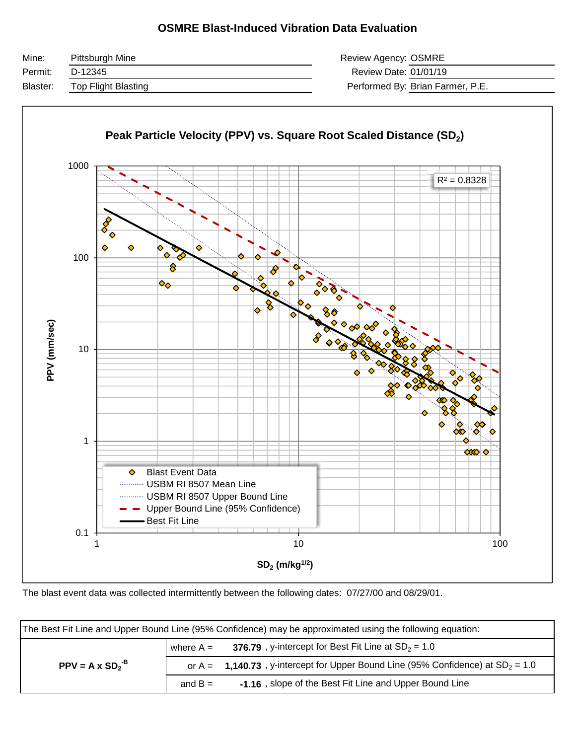# OSMRE Blast-Induced Vibration Data Evaluation

| | | | |
|---|---|---|---|
| Mine: | Pittsburgh Mine | Review Agency: | OSMRE |
| Permit: | D-12345 | Review Date: | 01/01/19 |
| Blaster: | Top Flight Blasting | Performed By: | Brian Farmer, P.E. |

**Peak Particle Velocity (PPV) vs. Square Root Scaled Distance ($SD_2$)**

$R^2 = 0.8328$

Legend:
- Blast Event Data
- USBM RI 8507 Mean Line
- USBM RI 8507 Upper Bound Line
- Upper Bound Line (95% Confidence)
- Best Fit Line

Y-axis: PPV (mm/sec) — 0.1, 1, 10, 100, 1000

X-axis: $SD_2$ (m/kg$^{1/2}$) — 1, 10, 100

The blast event data was collected intermittently between the following dates: 07/27/00 and 08/29/01.

| The Best Fit Line and Upper Bound Line (95% Confidence) may be approximated using the following equation: | | | |
|---|---|---|---|
| **$PPV = A \times SD_2^{-B}$** | where A = | **376.79** | , y-intercept for Best Fit Line at $SD_2 = 1.0$ |
| | or A = | **1,140.73** | , y-intercept for Upper Bound Line (95% Confidence) at $SD_2 = 1.0$ |
| | and B = | **-1.16** | , slope of the Best Fit Line and Upper Bound Line |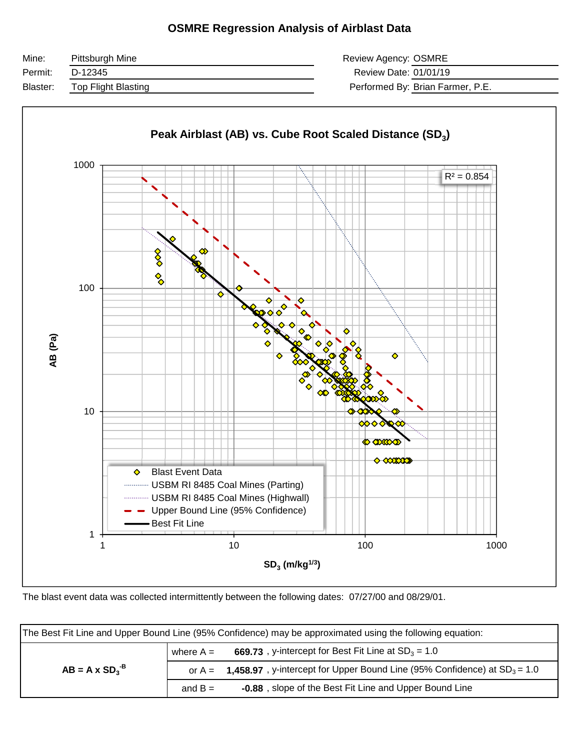# OSMRE Regression Analysis of Airblast Data

| | | | |
|---|---|---|---|
| Mine: | Pittsburgh Mine | Review Agency: | OSMRE |
| Permit: | D-12345 | Review Date: | 01/01/19 |
| Blaster: | Top Flight Blasting | Performed By: | Brian Farmer, P.E. |

**Peak Airblast (AB) vs. Cube Root Scaled Distance ($SD_3$)**

$R^2 = 0.854$

AB (Pa)

1000

100

10

1

1

10

100

1000

$SD_3$ ($m/kg^{1/3}$)

Blast Event Data

USBM RI 8485 Coal Mines (Parting)

USBM RI 8485 Coal Mines (Highwall)

Upper Bound Line (95% Confidence)

Best Fit Line

The blast event data was collected intermittently between the following dates: 07/27/00 and 08/29/01.

| The Best Fit Line and Upper Bound Line (95% Confidence) may be approximated using the following equation: | |
|---|---|
| $AB = A \times SD_3^{-B}$ | where A = **669.73** , y-intercept for Best Fit Line at $SD_3$ = 1.0 |
| | or A = **1,458.97** , y-intercept for Upper Bound Line (95% Confidence) at $SD_3$ = 1.0 |
| | and B = **-0.88** , slope of the Best Fit Line and Upper Bound Line |